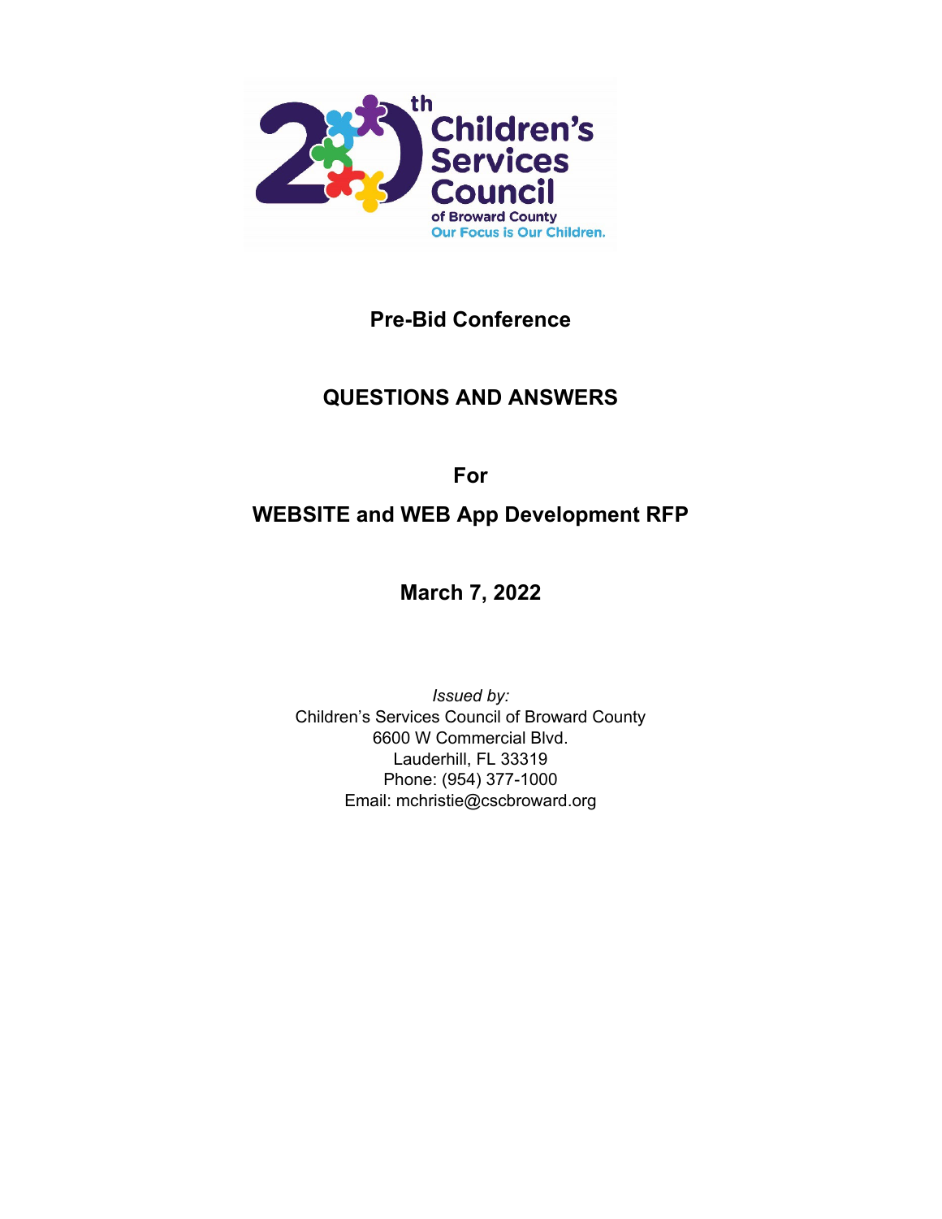20th Children's Services Council of Broward County
Our Focus is Our Children.

# Pre-Bid Conference

# QUESTIONS AND ANSWERS

# For

# WEBSITE and WEB App Development RFP

# March 7, 2022

*Issued by:*
Children's Services Council of Broward County
6600 W Commercial Blvd.
Lauderhill, FL 33319
Phone: (954) 377-1000
Email: mchristie@cscbroward.org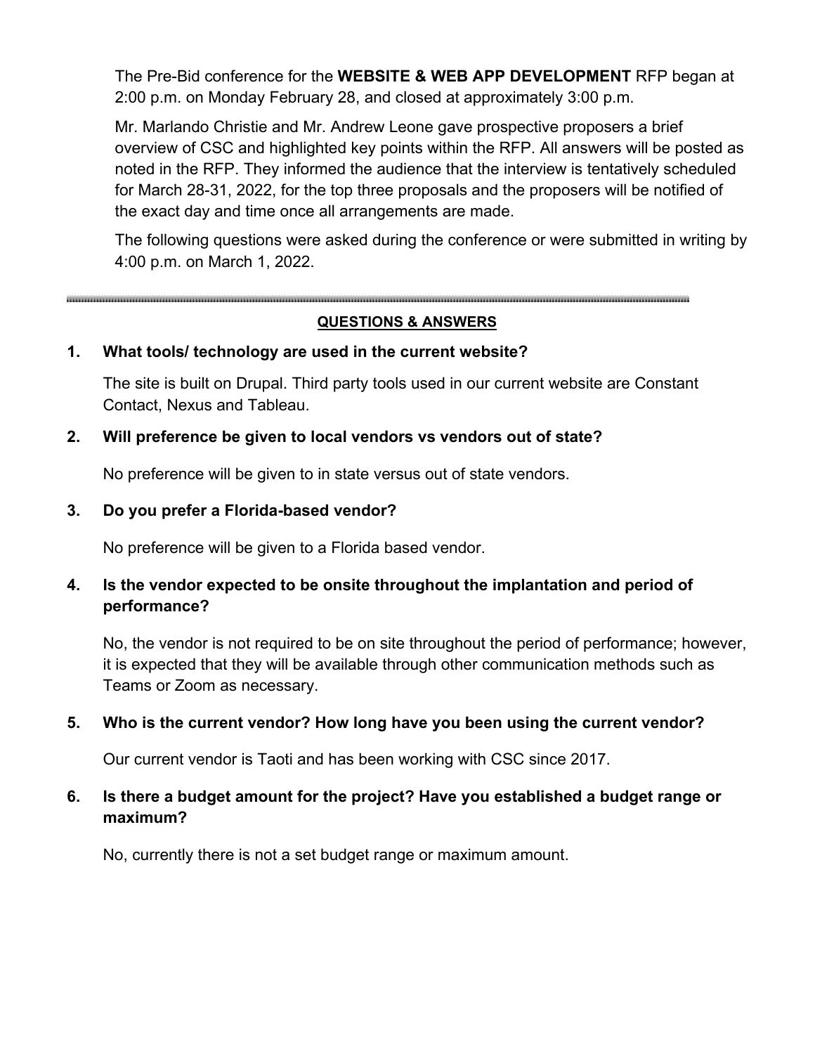The Pre-Bid conference for the **WEBSITE & WEB APP DEVELOPMENT** RFP began at 2:00 p.m. on Monday February 28, and closed at approximately 3:00 p.m.

Mr. Marlando Christie and Mr. Andrew Leone gave prospective proposers a brief overview of CSC and highlighted key points within the RFP. All answers will be posted as noted in the RFP. They informed the audience that the interview is tentatively scheduled for March 28-31, 2022, for the top three proposals and the proposers will be notified of the exact day and time once all arrangements are made.

The following questions were asked during the conference or were submitted in writing by 4:00 p.m. on March 1, 2022.

---

**QUESTIONS & ANSWERS**

**1. What tools/ technology are used in the current website?**

The site is built on Drupal. Third party tools used in our current website are Constant Contact, Nexus and Tableau.

**2. Will preference be given to local vendors vs vendors out of state?**

No preference will be given to in state versus out of state vendors.

**3. Do you prefer a Florida-based vendor?**

No preference will be given to a Florida based vendor.

**4. Is the vendor expected to be onsite throughout the implantation and period of performance?**

No, the vendor is not required to be on site throughout the period of performance; however, it is expected that they will be available through other communication methods such as Teams or Zoom as necessary.

**5. Who is the current vendor? How long have you been using the current vendor?**

Our current vendor is Taoti and has been working with CSC since 2017.

**6. Is there a budget amount for the project? Have you established a budget range or maximum?**

No, currently there is not a set budget range or maximum amount.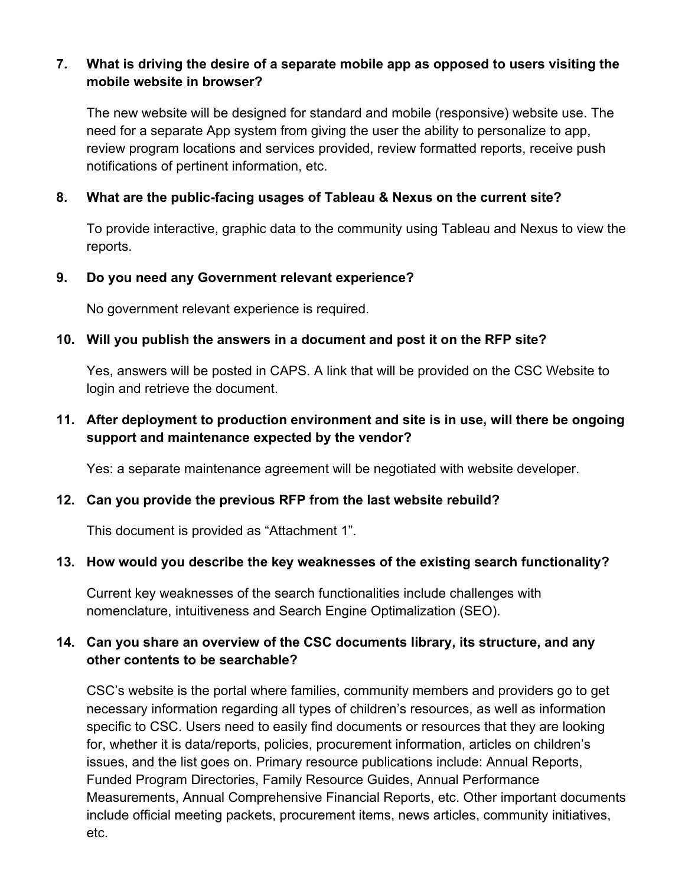7. **What is driving the desire of a separate mobile app as opposed to users visiting the mobile website in browser?**

   The new website will be designed for standard and mobile (responsive) website use. The need for a separate App system from giving the user the ability to personalize to app, review program locations and services provided, review formatted reports, receive push notifications of pertinent information, etc.

8. **What are the public-facing usages of Tableau & Nexus on the current site?**

   To provide interactive, graphic data to the community using Tableau and Nexus to view the reports.

9. **Do you need any Government relevant experience?**

   No government relevant experience is required.

10. **Will you publish the answers in a document and post it on the RFP site?**

    Yes, answers will be posted in CAPS. A link that will be provided on the CSC Website to login and retrieve the document.

11. **After deployment to production environment and site is in use, will there be ongoing support and maintenance expected by the vendor?**

    Yes: a separate maintenance agreement will be negotiated with website developer.

12. **Can you provide the previous RFP from the last website rebuild?**

    This document is provided as "Attachment 1".

13. **How would you describe the key weaknesses of the existing search functionality?**

    Current key weaknesses of the search functionalities include challenges with nomenclature, intuitiveness and Search Engine Optimalization (SEO).

14. **Can you share an overview of the CSC documents library, its structure, and any other contents to be searchable?**

    CSC's website is the portal where families, community members and providers go to get necessary information regarding all types of children's resources, as well as information specific to CSC. Users need to easily find documents or resources that they are looking for, whether it is data/reports, policies, procurement information, articles on children's issues, and the list goes on. Primary resource publications include: Annual Reports, Funded Program Directories, Family Resource Guides, Annual Performance Measurements, Annual Comprehensive Financial Reports, etc. Other important documents include official meeting packets, procurement items, news articles, community initiatives, etc.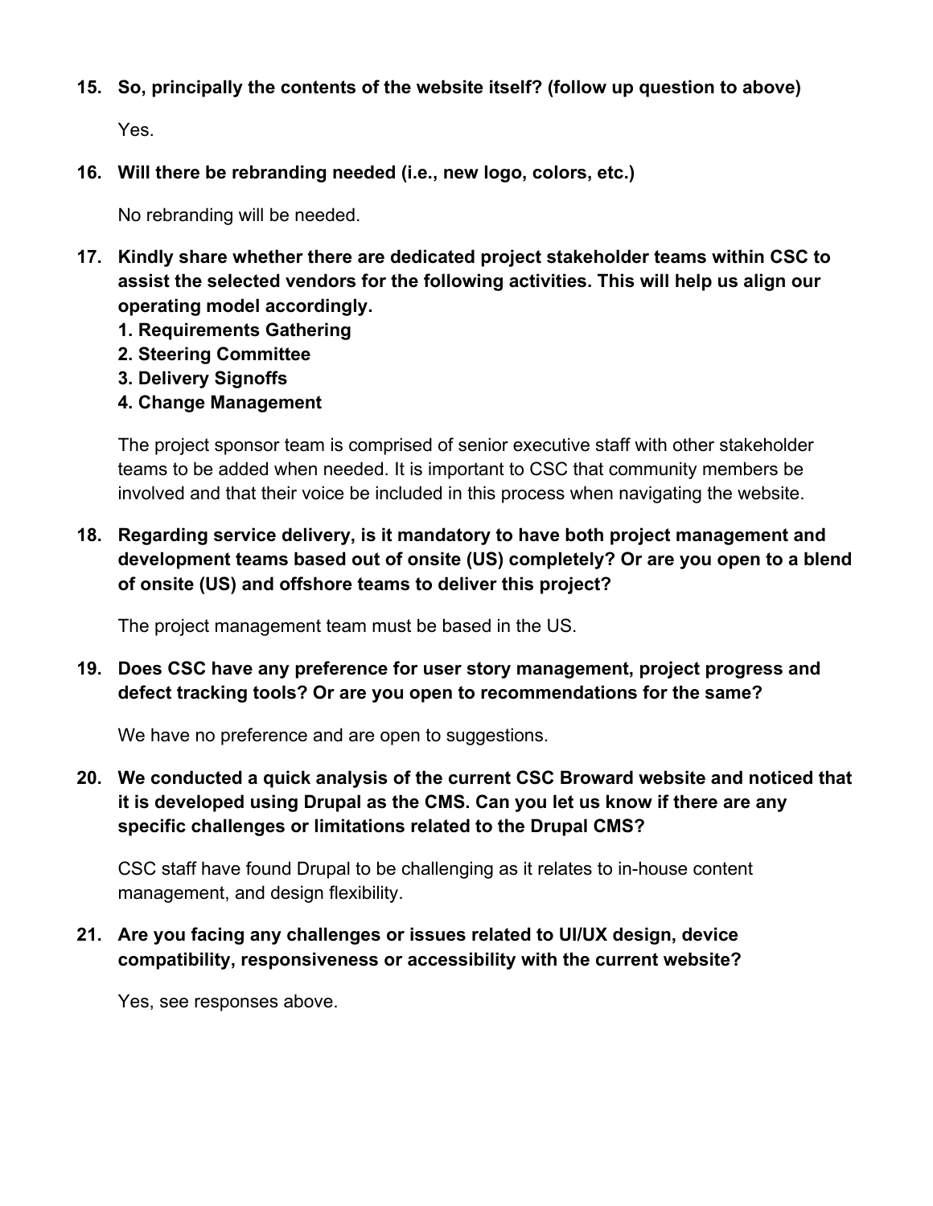**15. So, principally the contents of the website itself? (follow up question to above)**

Yes.

**16. Will there be rebranding needed (i.e., new logo, colors, etc.)**

No rebranding will be needed.

**17. Kindly share whether there are dedicated project stakeholder teams within CSC to assist the selected vendors for the following activities. This will help us align our operating model accordingly.**
**1. Requirements Gathering**
**2. Steering Committee**
**3. Delivery Signoffs**
**4. Change Management**

The project sponsor team is comprised of senior executive staff with other stakeholder teams to be added when needed. It is important to CSC that community members be involved and that their voice be included in this process when navigating the website.

**18. Regarding service delivery, is it mandatory to have both project management and development teams based out of onsite (US) completely? Or are you open to a blend of onsite (US) and offshore teams to deliver this project?**

The project management team must be based in the US.

**19. Does CSC have any preference for user story management, project progress and defect tracking tools? Or are you open to recommendations for the same?**

We have no preference and are open to suggestions.

**20. We conducted a quick analysis of the current CSC Broward website and noticed that it is developed using Drupal as the CMS. Can you let us know if there are any specific challenges or limitations related to the Drupal CMS?**

CSC staff have found Drupal to be challenging as it relates to in-house content management, and design flexibility.

**21. Are you facing any challenges or issues related to UI/UX design, device compatibility, responsiveness or accessibility with the current website?**

Yes, see responses above.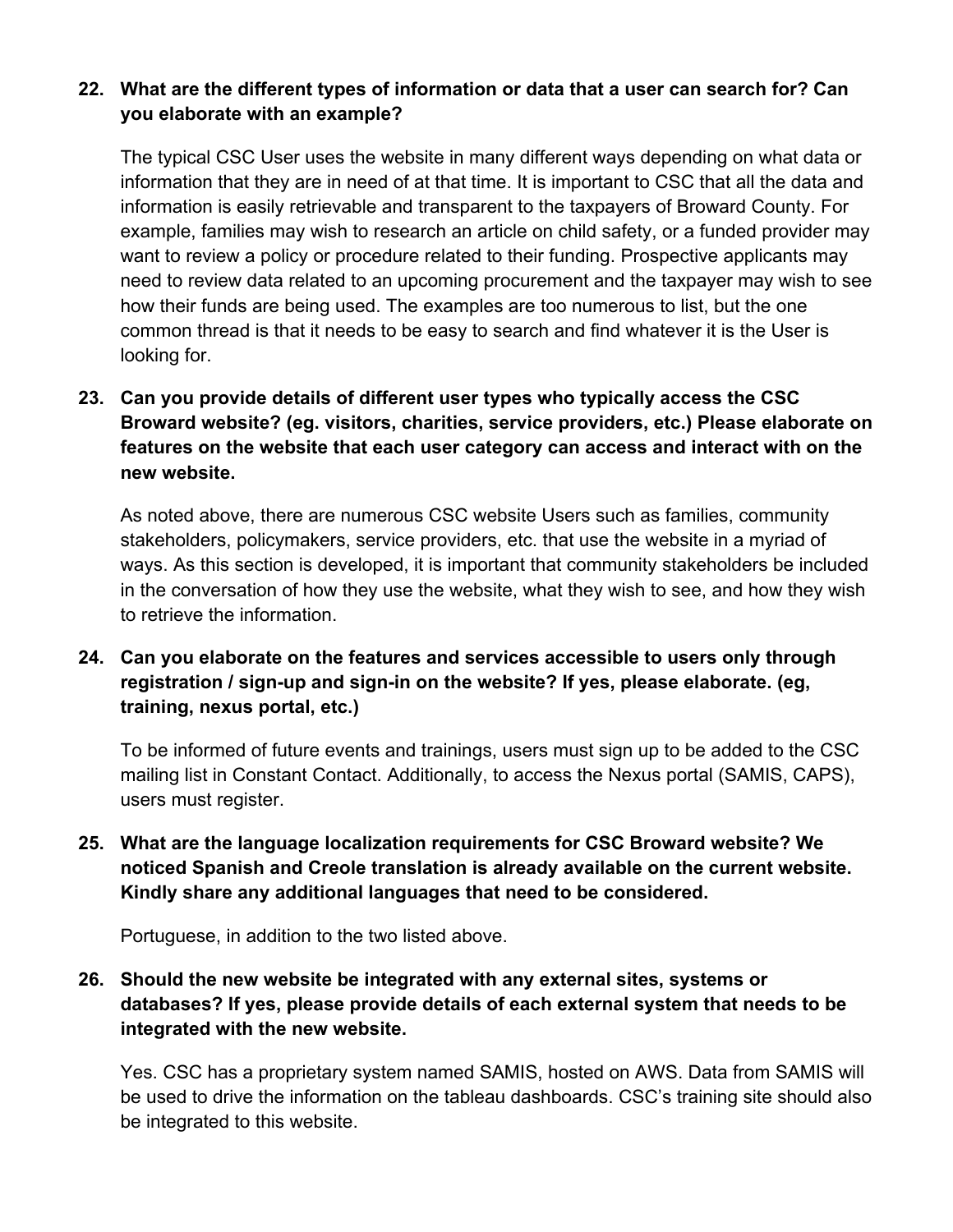**22. What are the different types of information or data that a user can search for? Can you elaborate with an example?**

The typical CSC User uses the website in many different ways depending on what data or information that they are in need of at that time. It is important to CSC that all the data and information is easily retrievable and transparent to the taxpayers of Broward County. For example, families may wish to research an article on child safety, or a funded provider may want to review a policy or procedure related to their funding. Prospective applicants may need to review data related to an upcoming procurement and the taxpayer may wish to see how their funds are being used. The examples are too numerous to list, but the one common thread is that it needs to be easy to search and find whatever it is the User is looking for.

**23. Can you provide details of different user types who typically access the CSC Broward website? (eg. visitors, charities, service providers, etc.) Please elaborate on features on the website that each user category can access and interact with on the new website.**

As noted above, there are numerous CSC website Users such as families, community stakeholders, policymakers, service providers, etc. that use the website in a myriad of ways. As this section is developed, it is important that community stakeholders be included in the conversation of how they use the website, what they wish to see, and how they wish to retrieve the information.

**24. Can you elaborate on the features and services accessible to users only through registration / sign-up and sign-in on the website? If yes, please elaborate. (eg, training, nexus portal, etc.)**

To be informed of future events and trainings, users must sign up to be added to the CSC mailing list in Constant Contact. Additionally, to access the Nexus portal (SAMIS, CAPS), users must register.

**25. What are the language localization requirements for CSC Broward website? We noticed Spanish and Creole translation is already available on the current website. Kindly share any additional languages that need to be considered.**

Portuguese, in addition to the two listed above.

**26. Should the new website be integrated with any external sites, systems or databases? If yes, please provide details of each external system that needs to be integrated with the new website.**

Yes. CSC has a proprietary system named SAMIS, hosted on AWS. Data from SAMIS will be used to drive the information on the tableau dashboards. CSC's training site should also be integrated to this website.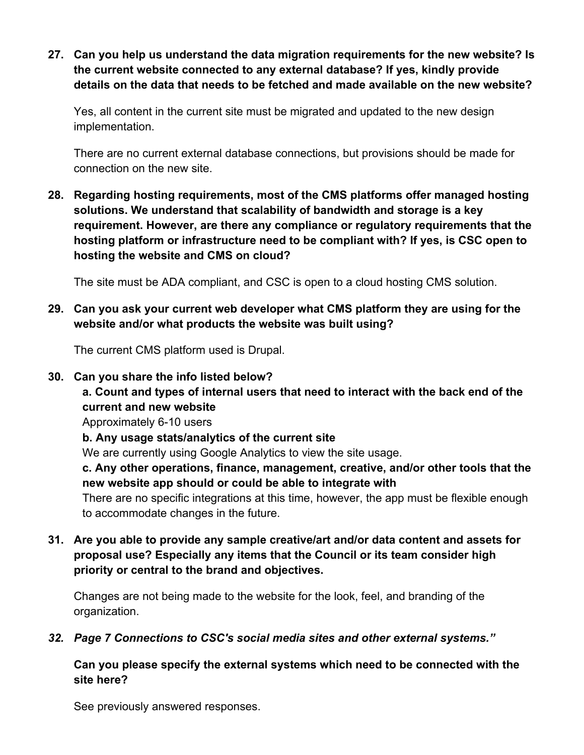**27. Can you help us understand the data migration requirements for the new website? Is the current website connected to any external database? If yes, kindly provide details on the data that needs to be fetched and made available on the new website?**

Yes, all content in the current site must be migrated and updated to the new design implementation.

There are no current external database connections, but provisions should be made for connection on the new site.

**28. Regarding hosting requirements, most of the CMS platforms offer managed hosting solutions. We understand that scalability of bandwidth and storage is a key requirement. However, are there any compliance or regulatory requirements that the hosting platform or infrastructure need to be compliant with? If yes, is CSC open to hosting the website and CMS on cloud?**

The site must be ADA compliant, and CSC is open to a cloud hosting CMS solution.

**29. Can you ask your current web developer what CMS platform they are using for the website and/or what products the website was built using?**

The current CMS platform used is Drupal.

**30. Can you share the info listed below?**

**a. Count and types of internal users that need to interact with the back end of the current and new website**

Approximately 6-10 users

**b. Any usage stats/analytics of the current site**

We are currently using Google Analytics to view the site usage.

**c. Any other operations, finance, management, creative, and/or other tools that the new website app should or could be able to integrate with**

There are no specific integrations at this time, however, the app must be flexible enough to accommodate changes in the future.

**31. Are you able to provide any sample creative/art and/or data content and assets for proposal use? Especially any items that the Council or its team consider high priority or central to the brand and objectives.**

Changes are not being made to the website for the look, feel, and branding of the organization.

***32. Page 7 Connections to CSC's social media sites and other external systems."***

**Can you please specify the external systems which need to be connected with the site here?**

See previously answered responses.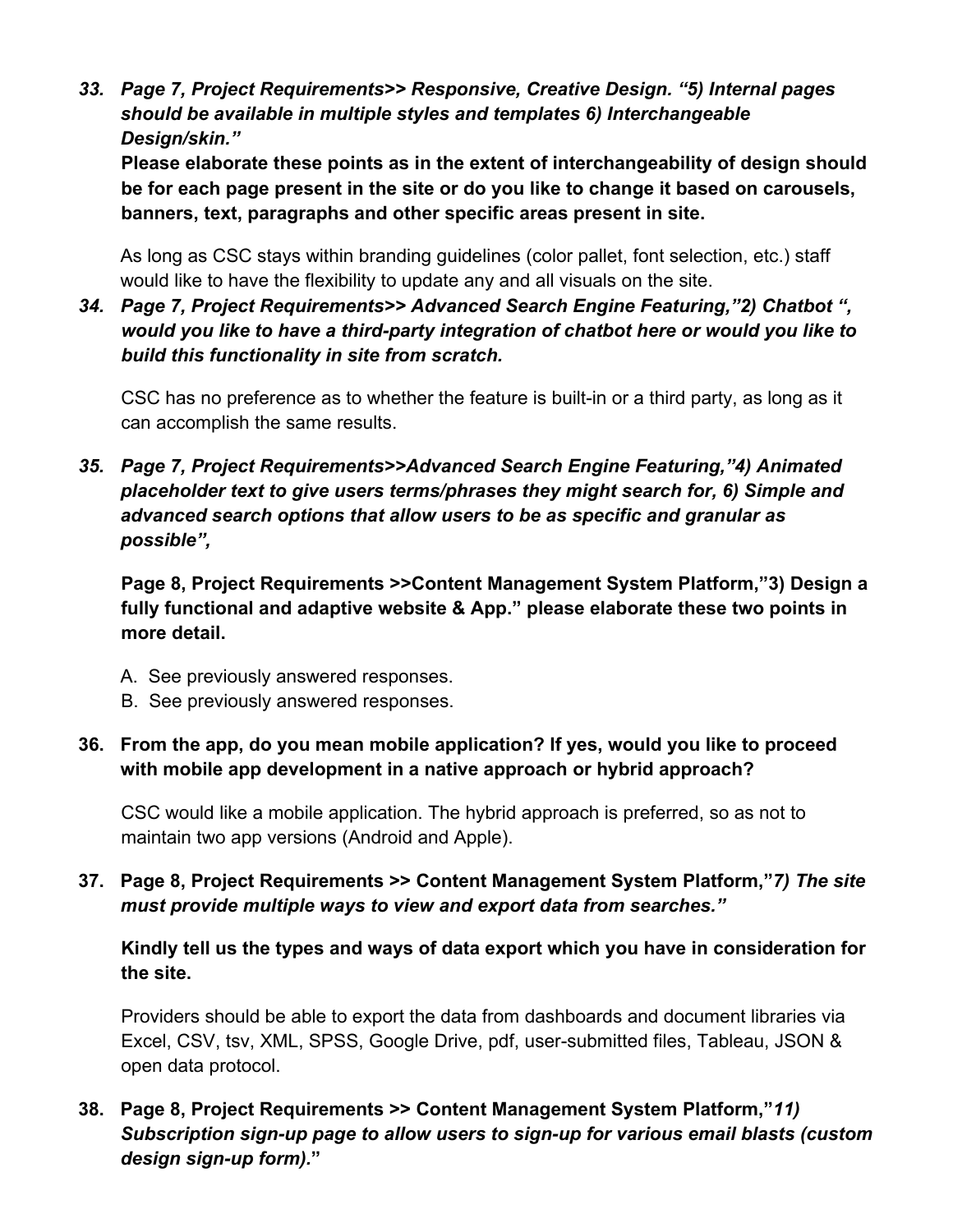***33. Page 7, Project Requirements>> Responsive, Creative Design. "5) Internal pages should be available in multiple styles and templates 6) Interchangeable Design/skin."***

**Please elaborate these points as in the extent of interchangeability of design should be for each page present in the site or do you like to change it based on carousels, banners, text, paragraphs and other specific areas present in site.**

As long as CSC stays within branding guidelines (color pallet, font selection, etc.) staff would like to have the flexibility to update any and all visuals on the site.

***34. Page 7, Project Requirements>> Advanced Search Engine Featuring,"2) Chatbot ", would you like to have a third-party integration of chatbot here or would you like to build this functionality in site from scratch.***

CSC has no preference as to whether the feature is built-in or a third party, as long as it can accomplish the same results.

***35. Page 7, Project Requirements>>Advanced Search Engine Featuring,"4) Animated placeholder text to give users terms/phrases they might search for, 6) Simple and advanced search options that allow users to be as specific and granular as possible",***

**Page 8, Project Requirements >>Content Management System Platform,"3) Design a fully functional and adaptive website & App." please elaborate these two points in more detail.**

A. See previously answered responses.
B. See previously answered responses.

**36. From the app, do you mean mobile application? If yes, would you like to proceed with mobile app development in a native approach or hybrid approach?**

CSC would like a mobile application. The hybrid approach is preferred, so as not to maintain two app versions (Android and Apple).

**37. Page 8, Project Requirements >> Content Management System Platform,"*7) The site must provide multiple ways to view and export data from searches.*"**

**Kindly tell us the types and ways of data export which you have in consideration for the site.**

Providers should be able to export the data from dashboards and document libraries via Excel, CSV, tsv, XML, SPSS, Google Drive, pdf, user-submitted files, Tableau, JSON & open data protocol.

**38. Page 8, Project Requirements >> Content Management System Platform,"*11) Subscription sign-up page to allow users to sign-up for various email blasts (custom design sign-up form).*"**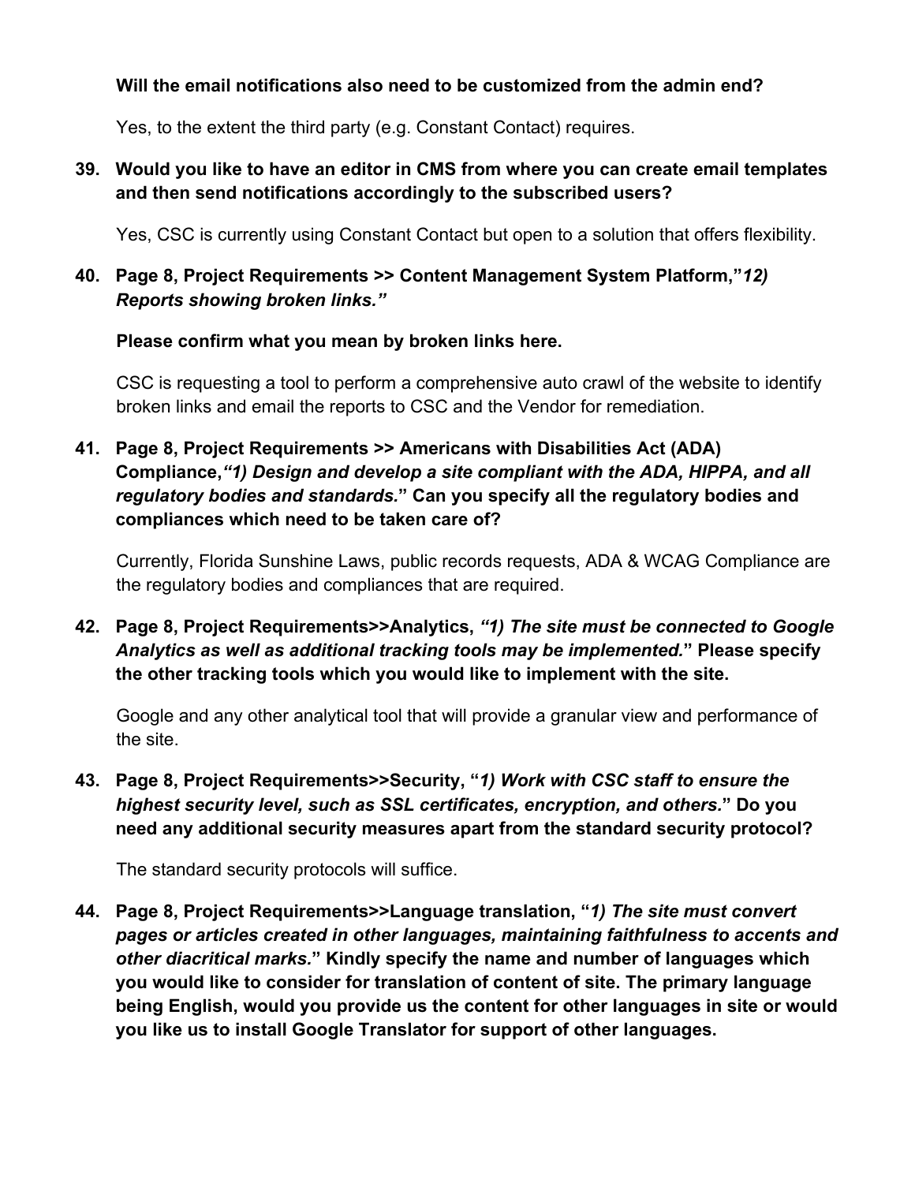**Will the email notifications also need to be customized from the admin end?**

Yes, to the extent the third party (e.g. Constant Contact) requires.

39. **Would you like to have an editor in CMS from where you can create email templates and then send notifications accordingly to the subscribed users?**

    Yes, CSC is currently using Constant Contact but open to a solution that offers flexibility.

40. **Page 8, Project Requirements >> Content Management System Platform,"*12) Reports showing broken links."***

    **Please confirm what you mean by broken links here.**

    CSC is requesting a tool to perform a comprehensive auto crawl of the website to identify broken links and email the reports to CSC and the Vendor for remediation.

41. **Page 8, Project Requirements >> Americans with Disabilities Act (ADA) Compliance,*"1) Design and develop a site compliant with the ADA, HIPPA, and all regulatory bodies and standards.*" Can you specify all the regulatory bodies and compliances which need to be taken care of?**

    Currently, Florida Sunshine Laws, public records requests, ADA & WCAG Compliance are the regulatory bodies and compliances that are required.

42. **Page 8, Project Requirements>>Analytics, *"1) The site must be connected to Google Analytics as well as additional tracking tools may be implemented.*" Please specify the other tracking tools which you would like to implement with the site.**

    Google and any other analytical tool that will provide a granular view and performance of the site.

43. **Page 8, Project Requirements>>Security, "*1) Work with CSC staff to ensure the highest security level, such as SSL certificates, encryption, and others.*" Do you need any additional security measures apart from the standard security protocol?**

    The standard security protocols will suffice.

44. **Page 8, Project Requirements>>Language translation, "*1) The site must convert pages or articles created in other languages, maintaining faithfulness to accents and other diacritical marks.*" Kindly specify the name and number of languages which you would like to consider for translation of content of site. The primary language being English, would you provide us the content for other languages in site or would you like us to install Google Translator for support of other languages.**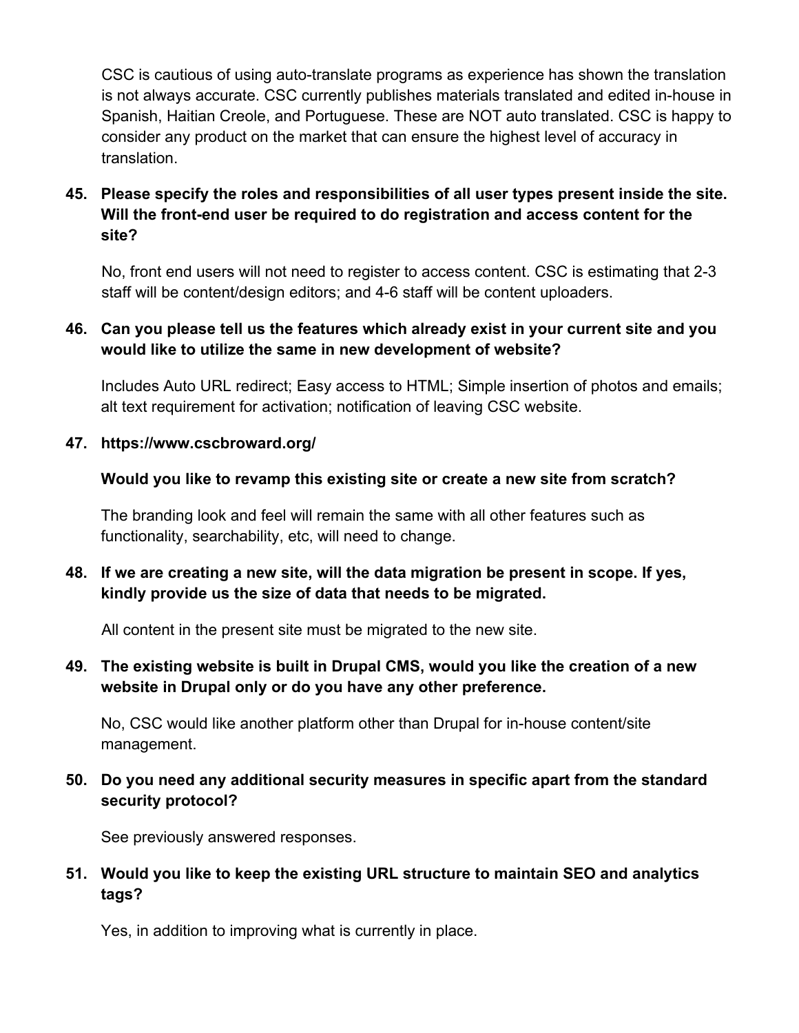CSC is cautious of using auto-translate programs as experience has shown the translation is not always accurate. CSC currently publishes materials translated and edited in-house in Spanish, Haitian Creole, and Portuguese. These are NOT auto translated. CSC is happy to consider any product on the market that can ensure the highest level of accuracy in translation.

**45. Please specify the roles and responsibilities of all user types present inside the site. Will the front-end user be required to do registration and access content for the site?**

No, front end users will not need to register to access content. CSC is estimating that 2-3 staff will be content/design editors; and 4-6 staff will be content uploaders.

**46. Can you please tell us the features which already exist in your current site and you would like to utilize the same in new development of website?**

Includes Auto URL redirect; Easy access to HTML; Simple insertion of photos and emails; alt text requirement for activation; notification of leaving CSC website.

**47. https://www.cscbroward.org/**

**Would you like to revamp this existing site or create a new site from scratch?**

The branding look and feel will remain the same with all other features such as functionality, searchability, etc, will need to change.

**48. If we are creating a new site, will the data migration be present in scope. If yes, kindly provide us the size of data that needs to be migrated.**

All content in the present site must be migrated to the new site.

**49. The existing website is built in Drupal CMS, would you like the creation of a new website in Drupal only or do you have any other preference.**

No, CSC would like another platform other than Drupal for in-house content/site management.

**50. Do you need any additional security measures in specific apart from the standard security protocol?**

See previously answered responses.

**51. Would you like to keep the existing URL structure to maintain SEO and analytics tags?**

Yes, in addition to improving what is currently in place.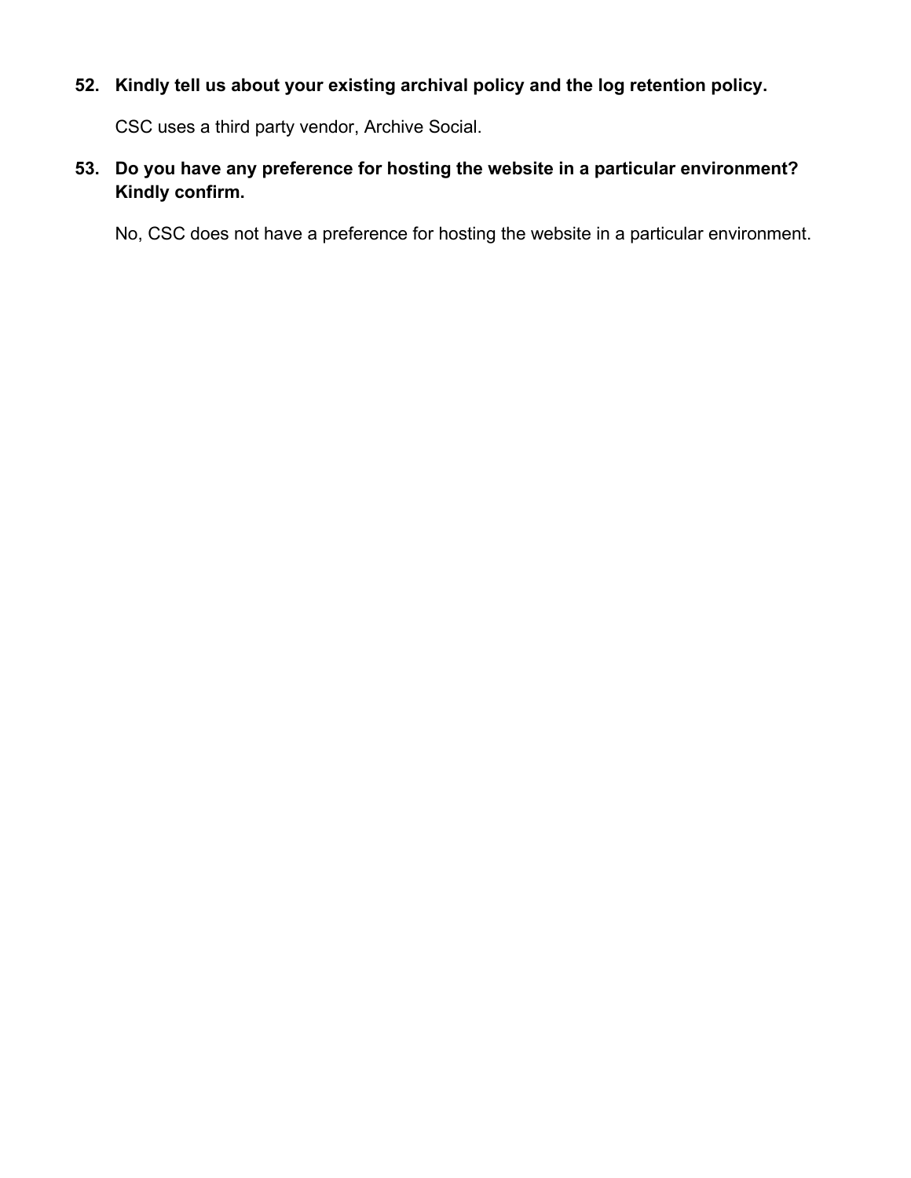**52. Kindly tell us about your existing archival policy and the log retention policy.**

CSC uses a third party vendor, Archive Social.

**53. Do you have any preference for hosting the website in a particular environment? Kindly confirm.**

No, CSC does not have a preference for hosting the website in a particular environment.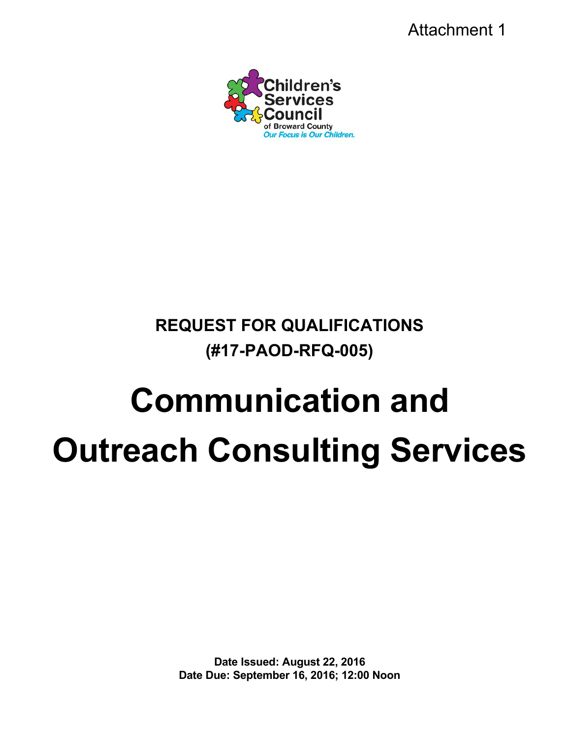Attachment 1

Children's Services Council of Broward County

*Our Focus is Our Children.*

**REQUEST FOR QUALIFICATIONS**

**(#17-PAOD-RFQ-005)**

# Communication and Outreach Consulting Services

**Date Issued: August 22, 2016**

**Date Due: September 16, 2016; 12:00 Noon**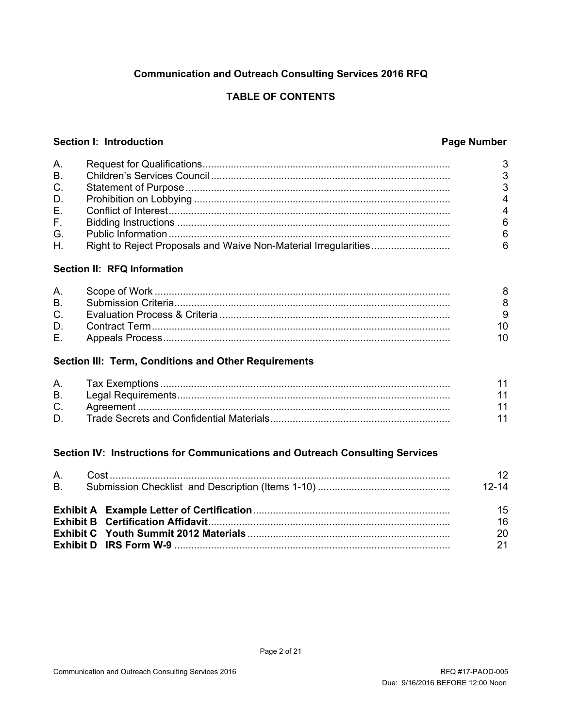**Communication and Outreach Consulting Services 2016 RFQ**

**TABLE OF CONTENTS**

| **Section I: Introduction** | | **Page Number** |
|---|---|---|
| A. | Request for Qualifications | 3 |
| B. | Children's Services Council | 3 |
| C. | Statement of Purpose | 3 |
| D. | Prohibition on Lobbying | 4 |
| E. | Conflict of Interest | 4 |
| F. | Bidding Instructions | 6 |
| G. | Public Information | 6 |
| H. | Right to Reject Proposals and Waive Non-Material Irregularities | 6 |

**Section II: RFQ Information**

| | | |
|---|---|---|
| A. | Scope of Work | 8 |
| B. | Submission Criteria | 8 |
| C. | Evaluation Process & Criteria | 9 |
| D. | Contract Term | 10 |
| E. | Appeals Process | 10 |

**Section III: Term, Conditions and Other Requirements**

| | | |
|---|---|---|
| A. | Tax Exemptions | 11 |
| B. | Legal Requirements | 11 |
| C. | Agreement | 11 |
| D. | Trade Secrets and Confidential Materials | 11 |

**Section IV: Instructions for Communications and Outreach Consulting Services**

| | | |
|---|---|---|
| A. | Cost | 12 |
| B. | Submission Checklist and Description (Items 1-10) | 12-14 |

| | |
|---|---|
| **Exhibit A Example Letter of Certification** | 15 |
| **Exhibit B Certification Affidavit** | 16 |
| **Exhibit C Youth Summit 2012 Materials** | 20 |
| **Exhibit D IRS Form W-9** | 21 |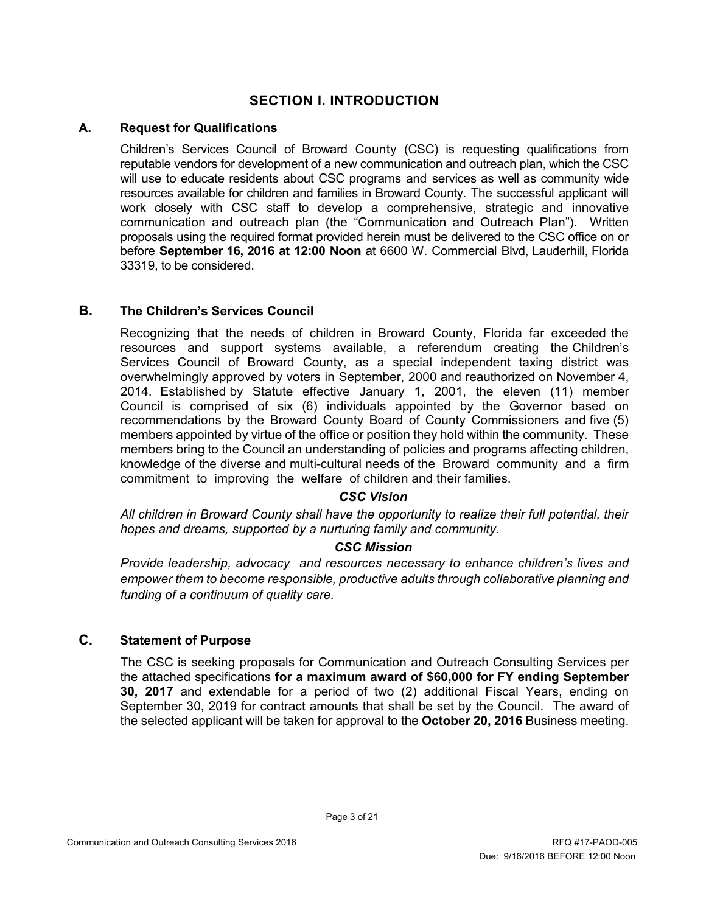## SECTION I. INTRODUCTION

### A. Request for Qualifications

Children's Services Council of Broward County (CSC) is requesting qualifications from reputable vendors for development of a new communication and outreach plan, which the CSC will use to educate residents about CSC programs and services as well as community wide resources available for children and families in Broward County. The successful applicant will work closely with CSC staff to develop a comprehensive, strategic and innovative communication and outreach plan (the "Communication and Outreach Plan"). Written proposals using the required format provided herein must be delivered to the CSC office on or before **September 16, 2016 at 12:00 Noon** at 6600 W. Commercial Blvd, Lauderhill, Florida 33319, to be considered.

### B. The Children's Services Council

Recognizing that the needs of children in Broward County, Florida far exceeded the resources and support systems available, a referendum creating the Children's Services Council of Broward County, as a special independent taxing district was overwhelmingly approved by voters in September, 2000 and reauthorized on November 4, 2014. Established by Statute effective January 1, 2001, the eleven (11) member Council is comprised of six (6) individuals appointed by the Governor based on recommendations by the Broward County Board of County Commissioners and five (5) members appointed by virtue of the office or position they hold within the community. These members bring to the Council an understanding of policies and programs affecting children, knowledge of the diverse and multi-cultural needs of the Broward community and a firm commitment to improving the welfare of children and their families.

***CSC Vision***

*All children in Broward County shall have the opportunity to realize their full potential, their hopes and dreams, supported by a nurturing family and community.*

***CSC Mission***

*Provide leadership, advocacy and resources necessary to enhance children's lives and empower them to become responsible, productive adults through collaborative planning and funding of a continuum of quality care.*

### C. Statement of Purpose

The CSC is seeking proposals for Communication and Outreach Consulting Services per the attached specifications **for a maximum award of $60,000 for FY ending September 30, 2017** and extendable for a period of two (2) additional Fiscal Years, ending on September 30, 2019 for contract amounts that shall be set by the Council. The award of the selected applicant will be taken for approval to the **October 20, 2016** Business meeting.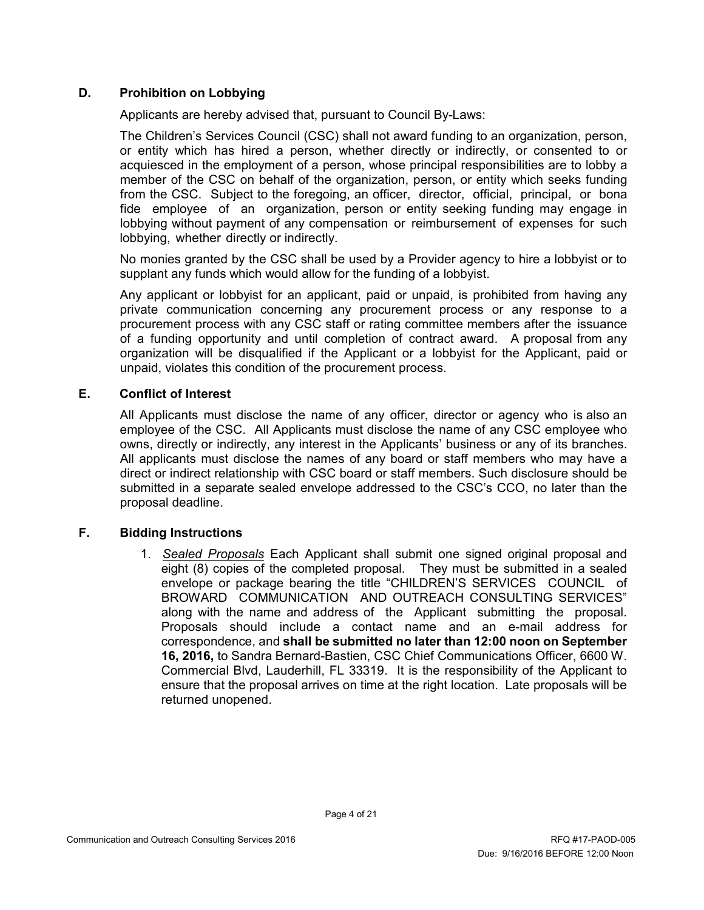### D. Prohibition on Lobbying

Applicants are hereby advised that, pursuant to Council By-Laws:

The Children's Services Council (CSC) shall not award funding to an organization, person, or entity which has hired a person, whether directly or indirectly, or consented to or acquiesced in the employment of a person, whose principal responsibilities are to lobby a member of the CSC on behalf of the organization, person, or entity which seeks funding from the CSC. Subject to the foregoing, an officer, director, official, principal, or bona fide employee of an organization, person or entity seeking funding may engage in lobbying without payment of any compensation or reimbursement of expenses for such lobbying, whether directly or indirectly.

No monies granted by the CSC shall be used by a Provider agency to hire a lobbyist or to supplant any funds which would allow for the funding of a lobbyist.

Any applicant or lobbyist for an applicant, paid or unpaid, is prohibited from having any private communication concerning any procurement process or any response to a procurement process with any CSC staff or rating committee members after the issuance of a funding opportunity and until completion of contract award. A proposal from any organization will be disqualified if the Applicant or a lobbyist for the Applicant, paid or unpaid, violates this condition of the procurement process.

### E. Conflict of Interest

All Applicants must disclose the name of any officer, director or agency who is also an employee of the CSC. All Applicants must disclose the name of any CSC employee who owns, directly or indirectly, any interest in the Applicants' business or any of its branches. All applicants must disclose the names of any board or staff members who may have a direct or indirect relationship with CSC board or staff members. Such disclosure should be submitted in a separate sealed envelope addressed to the CSC's CCO, no later than the proposal deadline.

### F. Bidding Instructions

1. *Sealed Proposals* Each Applicant shall submit one signed original proposal and eight (8) copies of the completed proposal. They must be submitted in a sealed envelope or package bearing the title "CHILDREN'S SERVICES COUNCIL of BROWARD COMMUNICATION AND OUTREACH CONSULTING SERVICES" along with the name and address of the Applicant submitting the proposal. Proposals should include a contact name and an e-mail address for correspondence, and **shall be submitted no later than 12:00 noon on September 16, 2016,** to Sandra Bernard-Bastien, CSC Chief Communications Officer, 6600 W. Commercial Blvd, Lauderhill, FL 33319. It is the responsibility of the Applicant to ensure that the proposal arrives on time at the right location. Late proposals will be returned unopened.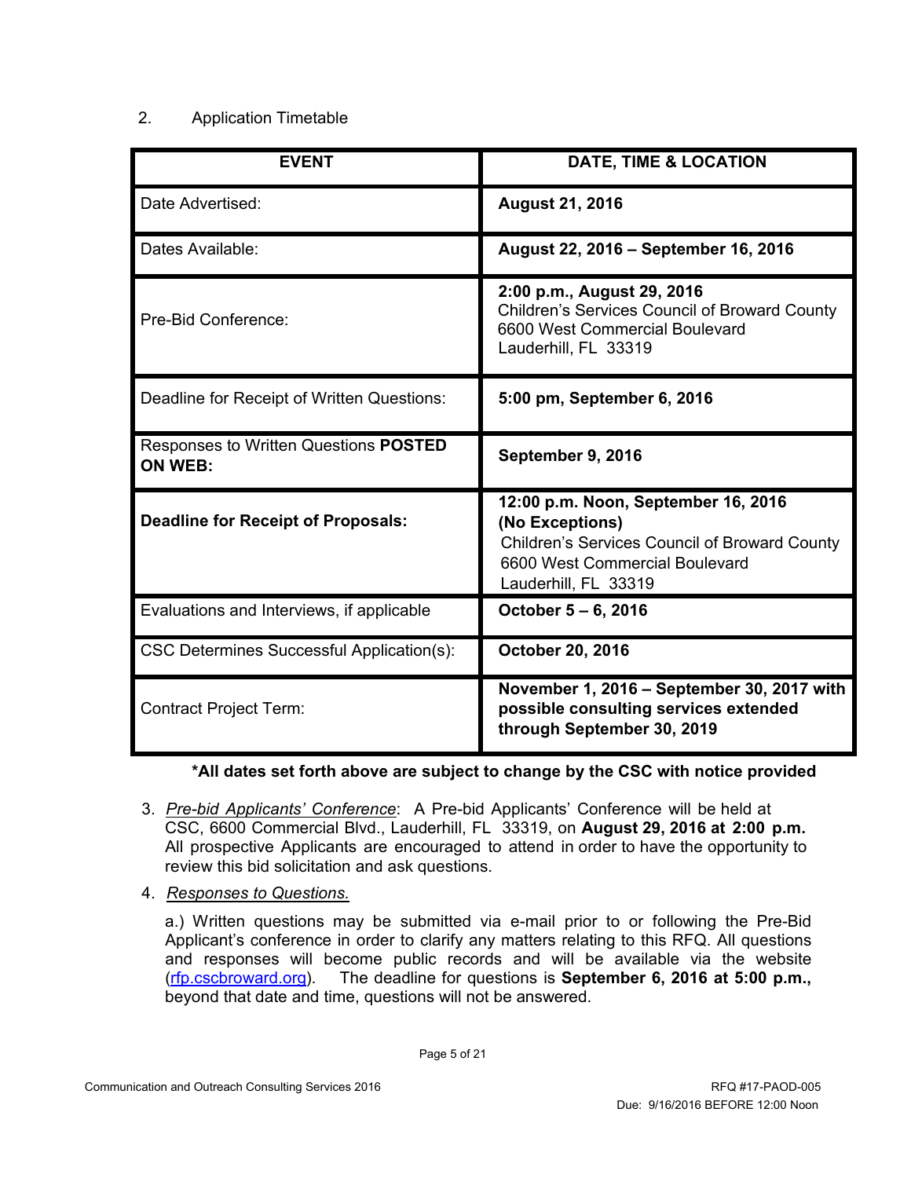2. Application Timetable

| EVENT | DATE, TIME & LOCATION |
|---|---|
| Date Advertised: | **August 21, 2016** |
| Dates Available: | **August 22, 2016 – September 16, 2016** |
| Pre-Bid Conference: | **2:00 p.m., August 29, 2016** Children's Services Council of Broward County 6600 West Commercial Boulevard Lauderhill, FL 33319 |
| Deadline for Receipt of Written Questions: | **5:00 pm, September 6, 2016** |
| Responses to Written Questions **POSTED ON WEB:** | **September 9, 2016** |
| **Deadline for Receipt of Proposals:** | **12:00 p.m. Noon, September 16, 2016 (No Exceptions)** Children's Services Council of Broward County 6600 West Commercial Boulevard Lauderhill, FL 33319 |
| Evaluations and Interviews, if applicable | **October 5 – 6, 2016** |
| CSC Determines Successful Application(s): | **October 20, 2016** |
| Contract Project Term: | **November 1, 2016 – September 30, 2017 with possible consulting services extended through September 30, 2019** |

**\*All dates set forth above are subject to change by the CSC with notice provided**

3. *Pre-bid Applicants' Conference*: A Pre-bid Applicants' Conference will be held at CSC, 6600 Commercial Blvd., Lauderhill, FL 33319, on **August 29, 2016 at 2:00 p.m.** All prospective Applicants are encouraged to attend in order to have the opportunity to review this bid solicitation and ask questions.

4. *Responses to Questions.*

   a.) Written questions may be submitted via e-mail prior to or following the Pre-Bid Applicant's conference in order to clarify any matters relating to this RFQ. All questions and responses will become public records and will be available via the website (rfp.cscbroward.org). The deadline for questions is **September 6, 2016 at 5:00 p.m.,** beyond that date and time, questions will not be answered.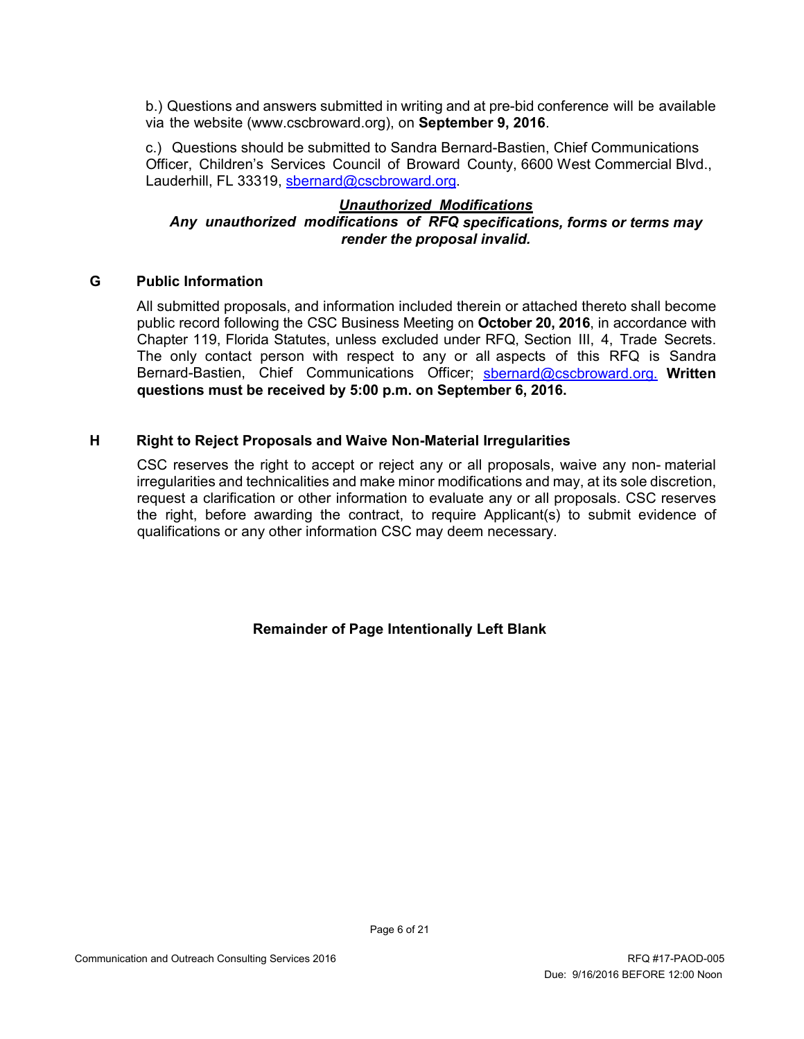b.) Questions and answers submitted in writing and at pre-bid conference will be available via the website (www.cscbroward.org), on **September 9, 2016**.

c.) Questions should be submitted to Sandra Bernard-Bastien, Chief Communications Officer, Children's Services Council of Broward County, 6600 West Commercial Blvd., Lauderhill, FL 33319, sbernard@cscbroward.org.

***Unauthorized Modifications***
***Any unauthorized modifications of RFQ specifications, forms or terms may render the proposal invalid.***

## G Public Information

All submitted proposals, and information included therein or attached thereto shall become public record following the CSC Business Meeting on **October 20, 2016**, in accordance with Chapter 119, Florida Statutes, unless excluded under RFQ, Section III, 4, Trade Secrets. The only contact person with respect to any or all aspects of this RFQ is Sandra Bernard-Bastien, Chief Communications Officer; sbernard@cscbroward.org. **Written questions must be received by 5:00 p.m. on September 6, 2016.**

## H Right to Reject Proposals and Waive Non-Material Irregularities

CSC reserves the right to accept or reject any or all proposals, waive any non- material irregularities and technicalities and make minor modifications and may, at its sole discretion, request a clarification or other information to evaluate any or all proposals. CSC reserves the right, before awarding the contract, to require Applicant(s) to submit evidence of qualifications or any other information CSC may deem necessary.

**Remainder of Page Intentionally Left Blank**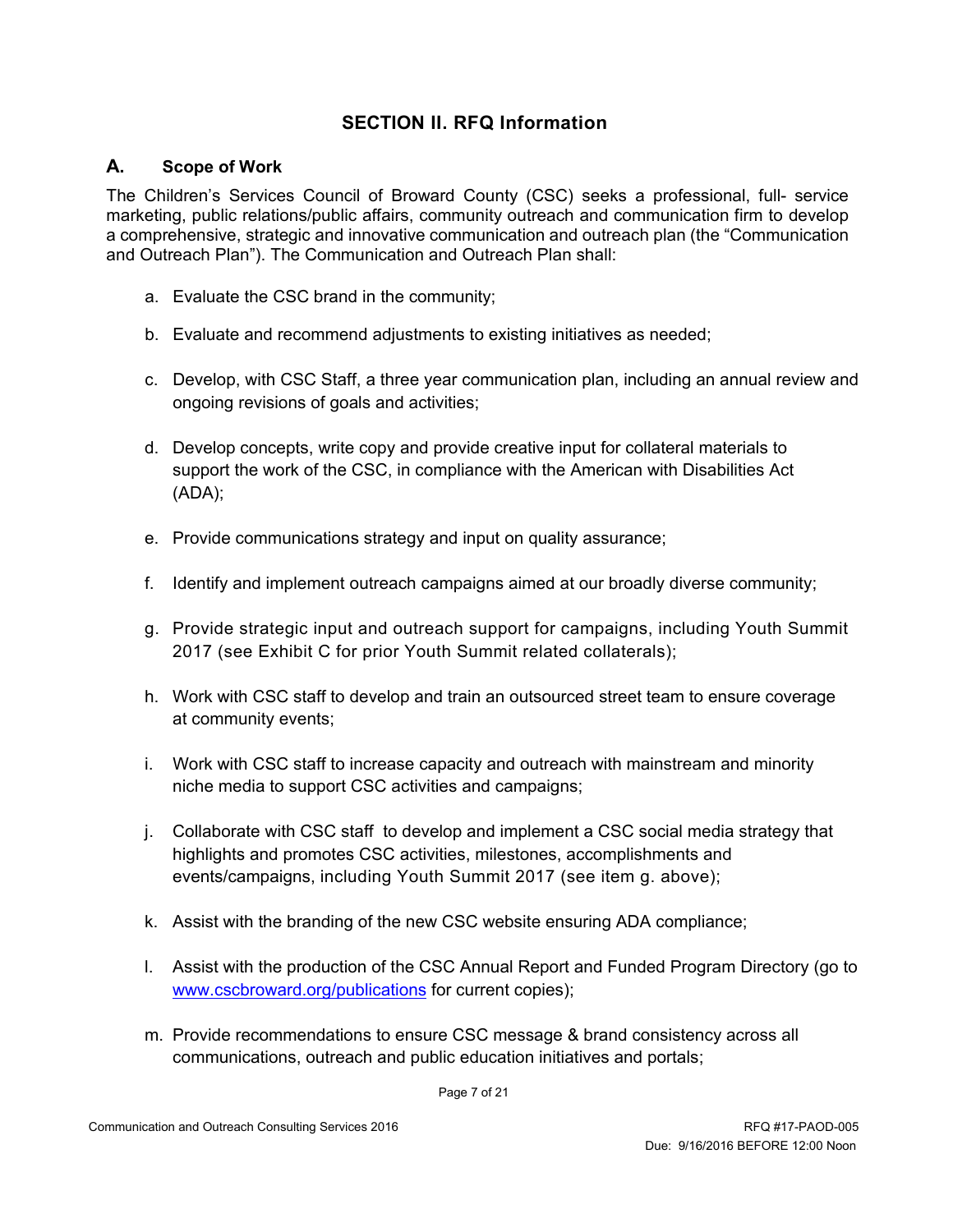## SECTION II. RFQ Information

### A. Scope of Work

The Children's Services Council of Broward County (CSC) seeks a professional, full- service marketing, public relations/public affairs, community outreach and communication firm to develop a comprehensive, strategic and innovative communication and outreach plan (the "Communication and Outreach Plan"). The Communication and Outreach Plan shall:

a. Evaluate the CSC brand in the community;

b. Evaluate and recommend adjustments to existing initiatives as needed;

c. Develop, with CSC Staff, a three year communication plan, including an annual review and ongoing revisions of goals and activities;

d. Develop concepts, write copy and provide creative input for collateral materials to support the work of the CSC, in compliance with the American with Disabilities Act (ADA);

e. Provide communications strategy and input on quality assurance;

f. Identify and implement outreach campaigns aimed at our broadly diverse community;

g. Provide strategic input and outreach support for campaigns, including Youth Summit 2017 (see Exhibit C for prior Youth Summit related collaterals);

h. Work with CSC staff to develop and train an outsourced street team to ensure coverage at community events;

i. Work with CSC staff to increase capacity and outreach with mainstream and minority niche media to support CSC activities and campaigns;

j. Collaborate with CSC staff to develop and implement a CSC social media strategy that highlights and promotes CSC activities, milestones, accomplishments and events/campaigns, including Youth Summit 2017 (see item g. above);

k. Assist with the branding of the new CSC website ensuring ADA compliance;

l. Assist with the production of the CSC Annual Report and Funded Program Directory (go to www.cscbroward.org/publications for current copies);

m. Provide recommendations to ensure CSC message & brand consistency across all communications, outreach and public education initiatives and portals;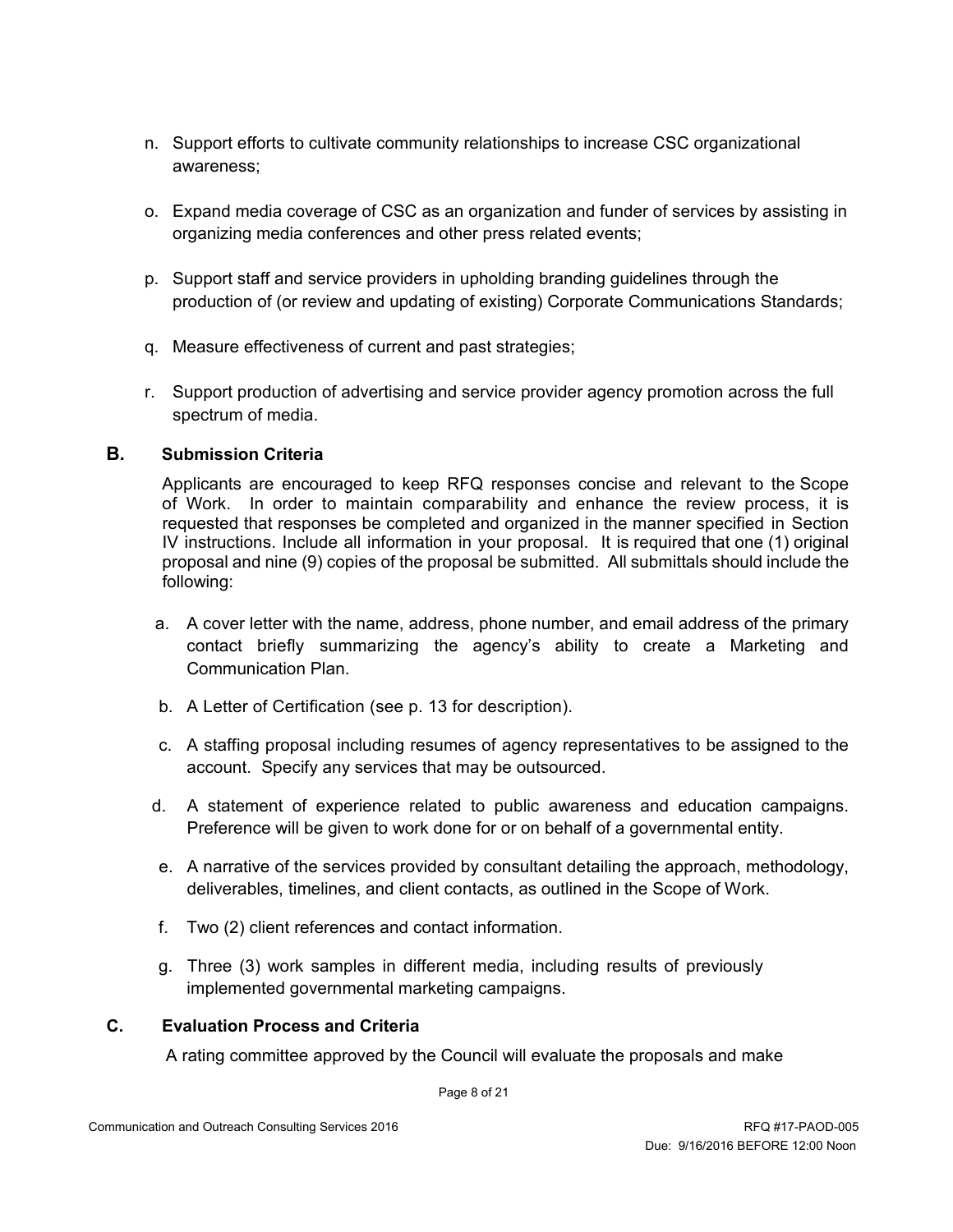n. Support efforts to cultivate community relationships to increase CSC organizational awareness;

o. Expand media coverage of CSC as an organization and funder of services by assisting in organizing media conferences and other press related events;

p. Support staff and service providers in upholding branding guidelines through the production of (or review and updating of existing) Corporate Communications Standards;

q. Measure effectiveness of current and past strategies;

r. Support production of advertising and service provider agency promotion across the full spectrum of media.

## B. Submission Criteria

Applicants are encouraged to keep RFQ responses concise and relevant to the Scope of Work. In order to maintain comparability and enhance the review process, it is requested that responses be completed and organized in the manner specified in Section IV instructions. Include all information in your proposal. It is required that one (1) original proposal and nine (9) copies of the proposal be submitted. All submittals should include the following:

a. A cover letter with the name, address, phone number, and email address of the primary contact briefly summarizing the agency's ability to create a Marketing and Communication Plan.

b. A Letter of Certification (see p. 13 for description).

c. A staffing proposal including resumes of agency representatives to be assigned to the account. Specify any services that may be outsourced.

d. A statement of experience related to public awareness and education campaigns. Preference will be given to work done for or on behalf of a governmental entity.

e. A narrative of the services provided by consultant detailing the approach, methodology, deliverables, timelines, and client contacts, as outlined in the Scope of Work.

f. Two (2) client references and contact information.

g. Three (3) work samples in different media, including results of previously implemented governmental marketing campaigns.

## C. Evaluation Process and Criteria

A rating committee approved by the Council will evaluate the proposals and make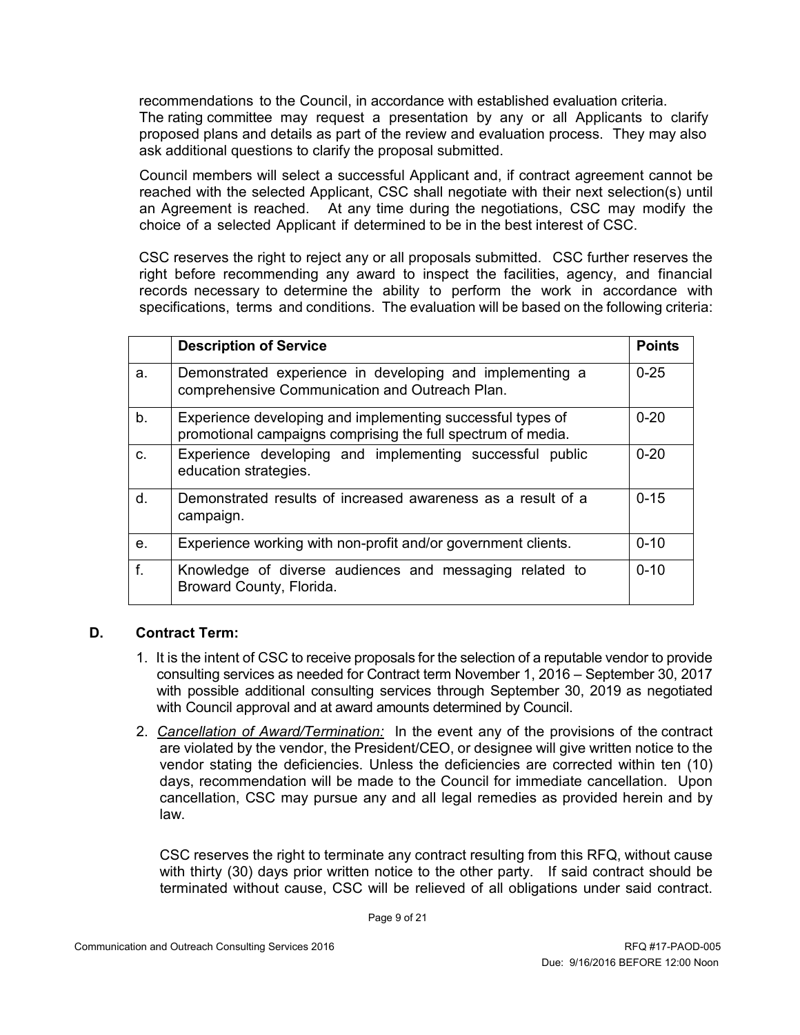recommendations to the Council, in accordance with established evaluation criteria. The rating committee may request a presentation by any or all Applicants to clarify proposed plans and details as part of the review and evaluation process. They may also ask additional questions to clarify the proposal submitted.

Council members will select a successful Applicant and, if contract agreement cannot be reached with the selected Applicant, CSC shall negotiate with their next selection(s) until an Agreement is reached. At any time during the negotiations, CSC may modify the choice of a selected Applicant if determined to be in the best interest of CSC.

CSC reserves the right to reject any or all proposals submitted. CSC further reserves the right before recommending any award to inspect the facilities, agency, and financial records necessary to determine the ability to perform the work in accordance with specifications, terms and conditions. The evaluation will be based on the following criteria:

| | **Description of Service** | **Points** |
|---|---|---|
| a. | Demonstrated experience in developing and implementing a comprehensive Communication and Outreach Plan. | 0-25 |
| b. | Experience developing and implementing successful types of promotional campaigns comprising the full spectrum of media. | 0-20 |
| c. | Experience developing and implementing successful public education strategies. | 0-20 |
| d. | Demonstrated results of increased awareness as a result of a campaign. | 0-15 |
| e. | Experience working with non-profit and/or government clients. | 0-10 |
| f. | Knowledge of diverse audiences and messaging related to Broward County, Florida. | 0-10 |

### D. Contract Term:

1. It is the intent of CSC to receive proposals for the selection of a reputable vendor to provide consulting services as needed for Contract term November 1, 2016 – September 30, 2017 with possible additional consulting services through September 30, 2019 as negotiated with Council approval and at award amounts determined by Council.
2. *Cancellation of Award/Termination:* In the event any of the provisions of the contract are violated by the vendor, the President/CEO, or designee will give written notice to the vendor stating the deficiencies. Unless the deficiencies are corrected within ten (10) days, recommendation will be made to the Council for immediate cancellation. Upon cancellation, CSC may pursue any and all legal remedies as provided herein and by law.

   CSC reserves the right to terminate any contract resulting from this RFQ, without cause with thirty (30) days prior written notice to the other party. If said contract should be terminated without cause, CSC will be relieved of all obligations under said contract.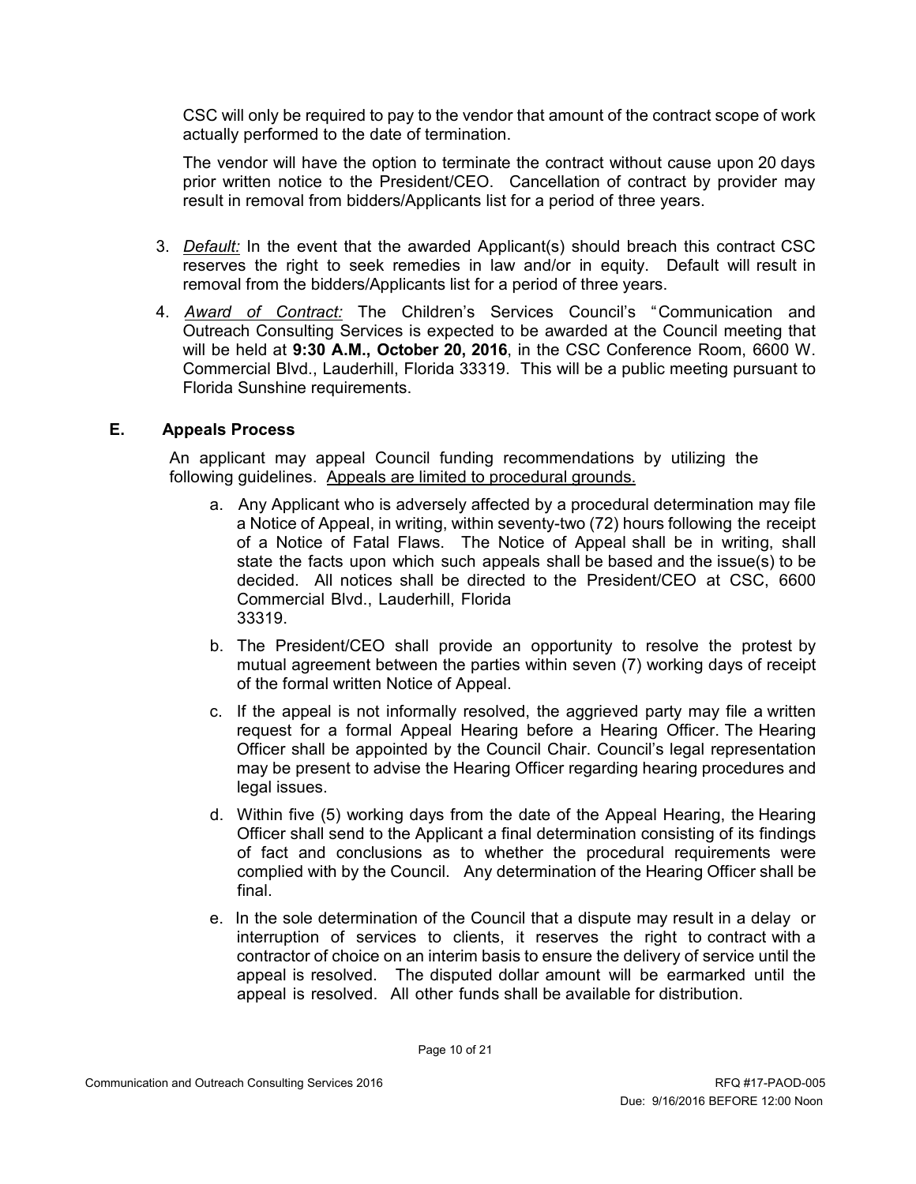CSC will only be required to pay to the vendor that amount of the contract scope of work actually performed to the date of termination.

The vendor will have the option to terminate the contract without cause upon 20 days prior written notice to the President/CEO. Cancellation of contract by provider may result in removal from bidders/Applicants list for a period of three years.

3. *Default:* In the event that the awarded Applicant(s) should breach this contract CSC reserves the right to seek remedies in law and/or in equity. Default will result in removal from the bidders/Applicants list for a period of three years.
4. *Award of Contract:* The Children's Services Council's "Communication and Outreach Consulting Services is expected to be awarded at the Council meeting that will be held at **9:30 A.M., October 20, 2016**, in the CSC Conference Room, 6600 W. Commercial Blvd., Lauderhill, Florida 33319. This will be a public meeting pursuant to Florida Sunshine requirements.

## E. Appeals Process

An applicant may appeal Council funding recommendations by utilizing the following guidelines. Appeals are limited to procedural grounds.

a. Any Applicant who is adversely affected by a procedural determination may file a Notice of Appeal, in writing, within seventy-two (72) hours following the receipt of a Notice of Fatal Flaws. The Notice of Appeal shall be in writing, shall state the facts upon which such appeals shall be based and the issue(s) to be decided. All notices shall be directed to the President/CEO at CSC, 6600 Commercial Blvd., Lauderhill, Florida 33319.

b. The President/CEO shall provide an opportunity to resolve the protest by mutual agreement between the parties within seven (7) working days of receipt of the formal written Notice of Appeal.

c. If the appeal is not informally resolved, the aggrieved party may file a written request for a formal Appeal Hearing before a Hearing Officer. The Hearing Officer shall be appointed by the Council Chair. Council's legal representation may be present to advise the Hearing Officer regarding hearing procedures and legal issues.

d. Within five (5) working days from the date of the Appeal Hearing, the Hearing Officer shall send to the Applicant a final determination consisting of its findings of fact and conclusions as to whether the procedural requirements were complied with by the Council. Any determination of the Hearing Officer shall be final.

e. In the sole determination of the Council that a dispute may result in a delay or interruption of services to clients, it reserves the right to contract with a contractor of choice on an interim basis to ensure the delivery of service until the appeal is resolved. The disputed dollar amount will be earmarked until the appeal is resolved. All other funds shall be available for distribution.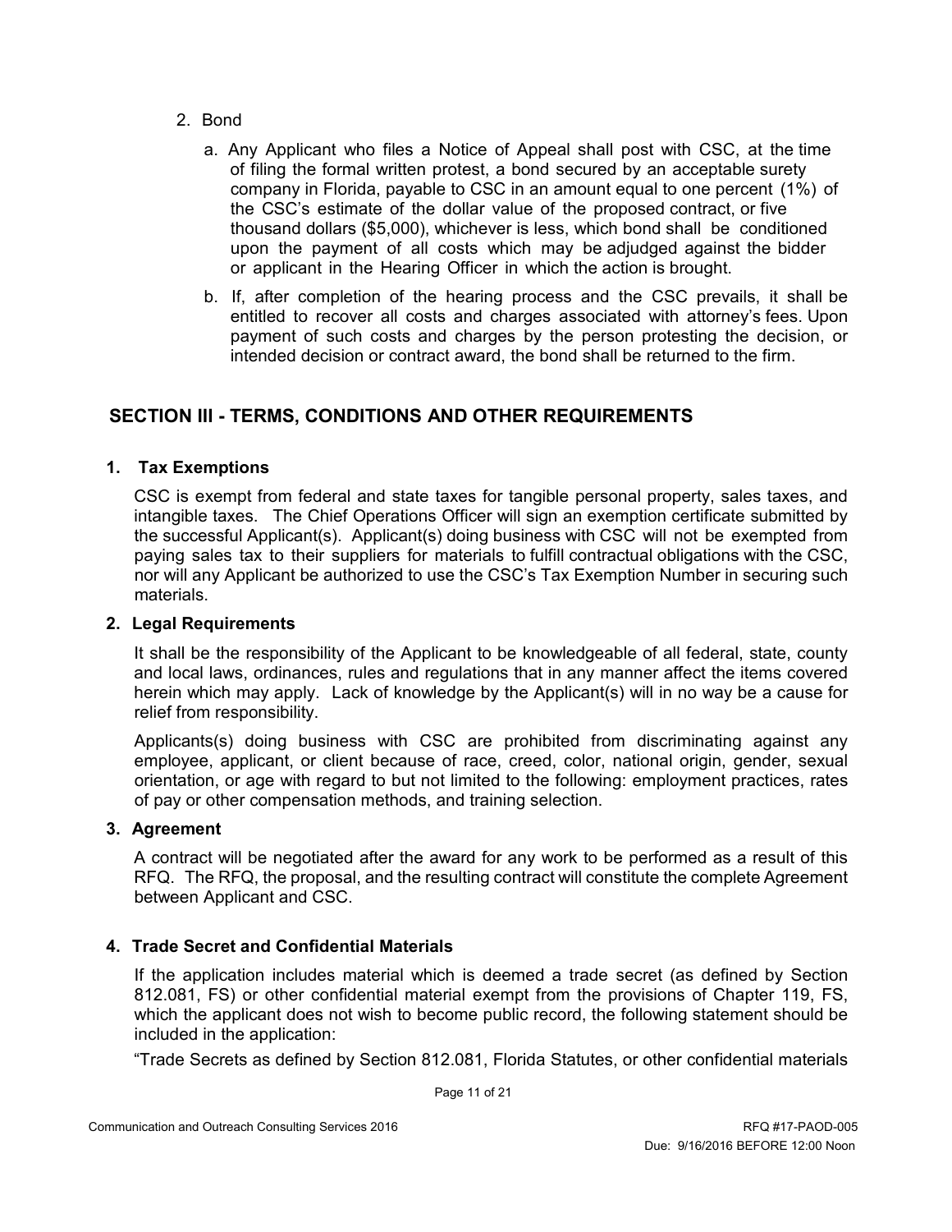2. Bond

   a. Any Applicant who files a Notice of Appeal shall post with CSC, at the time of filing the formal written protest, a bond secured by an acceptable surety company in Florida, payable to CSC in an amount equal to one percent (1%) of the CSC's estimate of the dollar value of the proposed contract, or five thousand dollars ($5,000), whichever is less, which bond shall be conditioned upon the payment of all costs which may be adjudged against the bidder or applicant in the Hearing Officer in which the action is brought.

   b. If, after completion of the hearing process and the CSC prevails, it shall be entitled to recover all costs and charges associated with attorney's fees. Upon payment of such costs and charges by the person protesting the decision, or intended decision or contract award, the bond shall be returned to the firm.

## SECTION III - TERMS, CONDITIONS AND OTHER REQUIREMENTS

### 1. Tax Exemptions

CSC is exempt from federal and state taxes for tangible personal property, sales taxes, and intangible taxes. The Chief Operations Officer will sign an exemption certificate submitted by the successful Applicant(s). Applicant(s) doing business with CSC will not be exempted from paying sales tax to their suppliers for materials to fulfill contractual obligations with the CSC, nor will any Applicant be authorized to use the CSC's Tax Exemption Number in securing such materials.

### 2. Legal Requirements

It shall be the responsibility of the Applicant to be knowledgeable of all federal, state, county and local laws, ordinances, rules and regulations that in any manner affect the items covered herein which may apply. Lack of knowledge by the Applicant(s) will in no way be a cause for relief from responsibility.

Applicants(s) doing business with CSC are prohibited from discriminating against any employee, applicant, or client because of race, creed, color, national origin, gender, sexual orientation, or age with regard to but not limited to the following: employment practices, rates of pay or other compensation methods, and training selection.

### 3. Agreement

A contract will be negotiated after the award for any work to be performed as a result of this RFQ. The RFQ, the proposal, and the resulting contract will constitute the complete Agreement between Applicant and CSC.

### 4. Trade Secret and Confidential Materials

If the application includes material which is deemed a trade secret (as defined by Section 812.081, FS) or other confidential material exempt from the provisions of Chapter 119, FS, which the applicant does not wish to become public record, the following statement should be included in the application:

"Trade Secrets as defined by Section 812.081, Florida Statutes, or other confidential materials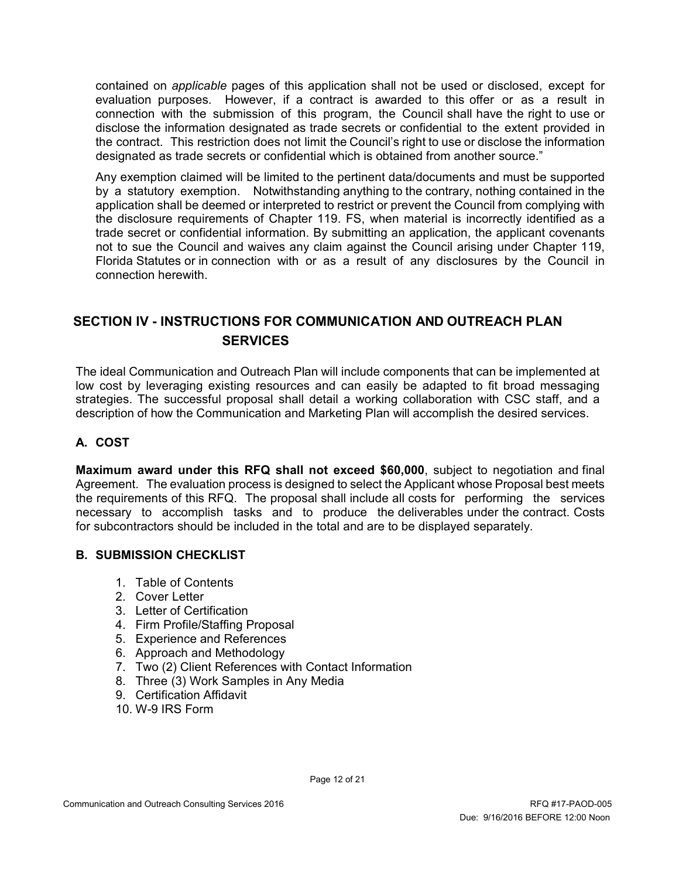contained on *applicable* pages of this application shall not be used or disclosed, except for evaluation purposes. However, if a contract is awarded to this offer or as a result in connection with the submission of this program, the Council shall have the right to use or disclose the information designated as trade secrets or confidential to the extent provided in the contract. This restriction does not limit the Council's right to use or disclose the information designated as trade secrets or confidential which is obtained from another source."

Any exemption claimed will be limited to the pertinent data/documents and must be supported by a statutory exemption. Notwithstanding anything to the contrary, nothing contained in the application shall be deemed or interpreted to restrict or prevent the Council from complying with the disclosure requirements of Chapter 119. FS, when material is incorrectly identified as a trade secret or confidential information. By submitting an application, the applicant covenants not to sue the Council and waives any claim against the Council arising under Chapter 119, Florida Statutes or in connection with or as a result of any disclosures by the Council in connection herewith.

## SECTION IV - INSTRUCTIONS FOR COMMUNICATION AND OUTREACH PLAN SERVICES

The ideal Communication and Outreach Plan will include components that can be implemented at low cost by leveraging existing resources and can easily be adapted to fit broad messaging strategies. The successful proposal shall detail a working collaboration with CSC staff, and a description of how the Communication and Marketing Plan will accomplish the desired services.

### A. COST

**Maximum award under this RFQ shall not exceed $60,000**, subject to negotiation and final Agreement. The evaluation process is designed to select the Applicant whose Proposal best meets the requirements of this RFQ. The proposal shall include all costs for performing the services necessary to accomplish tasks and to produce the deliverables under the contract. Costs for subcontractors should be included in the total and are to be displayed separately.

### B. SUBMISSION CHECKLIST

1. Table of Contents
2. Cover Letter
3. Letter of Certification
4. Firm Profile/Staffing Proposal
5. Experience and References
6. Approach and Methodology
7. Two (2) Client References with Contact Information
8. Three (3) Work Samples in Any Media
9. Certification Affidavit
10. W-9 IRS Form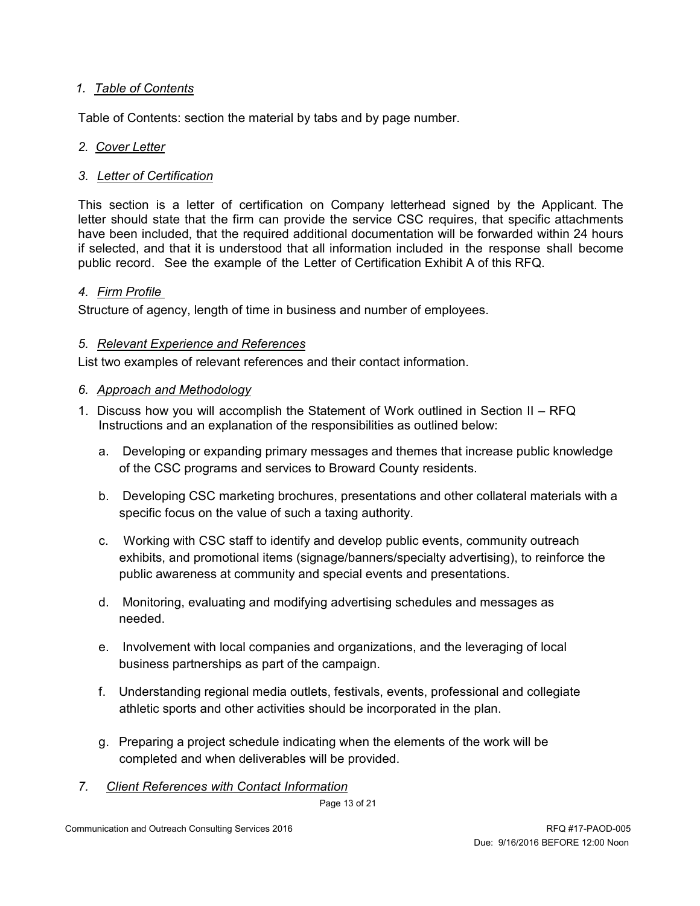1. *Table of Contents*

Table of Contents: section the material by tabs and by page number.

2. *Cover Letter*

3. *Letter of Certification*

This section is a letter of certification on Company letterhead signed by the Applicant. The letter should state that the firm can provide the service CSC requires, that specific attachments have been included, that the required additional documentation will be forwarded within 24 hours if selected, and that it is understood that all information included in the response shall become public record. See the example of the Letter of Certification Exhibit A of this RFQ.

4. *Firm Profile*

Structure of agency, length of time in business and number of employees.

5. *Relevant Experience and References*

List two examples of relevant references and their contact information.

6. *Approach and Methodology*

1. Discuss how you will accomplish the Statement of Work outlined in Section II – RFQ Instructions and an explanation of the responsibilities as outlined below:

   a. Developing or expanding primary messages and themes that increase public knowledge of the CSC programs and services to Broward County residents.

   b. Developing CSC marketing brochures, presentations and other collateral materials with a specific focus on the value of such a taxing authority.

   c. Working with CSC staff to identify and develop public events, community outreach exhibits, and promotional items (signage/banners/specialty advertising), to reinforce the public awareness at community and special events and presentations.

   d. Monitoring, evaluating and modifying advertising schedules and messages as needed.

   e. Involvement with local companies and organizations, and the leveraging of local business partnerships as part of the campaign.

   f. Understanding regional media outlets, festivals, events, professional and collegiate athletic sports and other activities should be incorporated in the plan.

   g. Preparing a project schedule indicating when the elements of the work will be completed and when deliverables will be provided.

7. *Client References with Contact Information*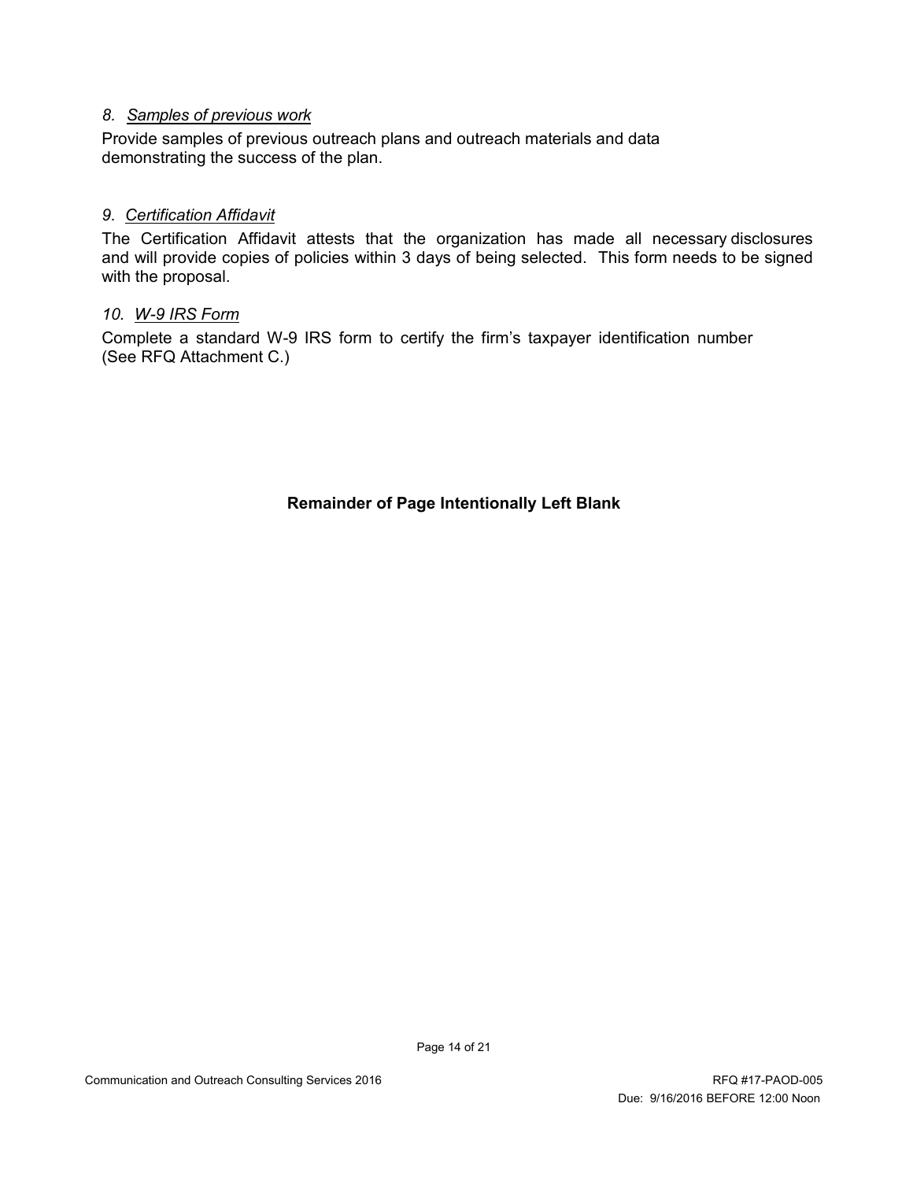*8. Samples of previous work*

Provide samples of previous outreach plans and outreach materials and data demonstrating the success of the plan.

*9. Certification Affidavit*

The Certification Affidavit attests that the organization has made all necessary disclosures and will provide copies of policies within 3 days of being selected. This form needs to be signed with the proposal.

*10. W-9 IRS Form*

Complete a standard W-9 IRS form to certify the firm's taxpayer identification number (See RFQ Attachment C.)

**Remainder of Page Intentionally Left Blank**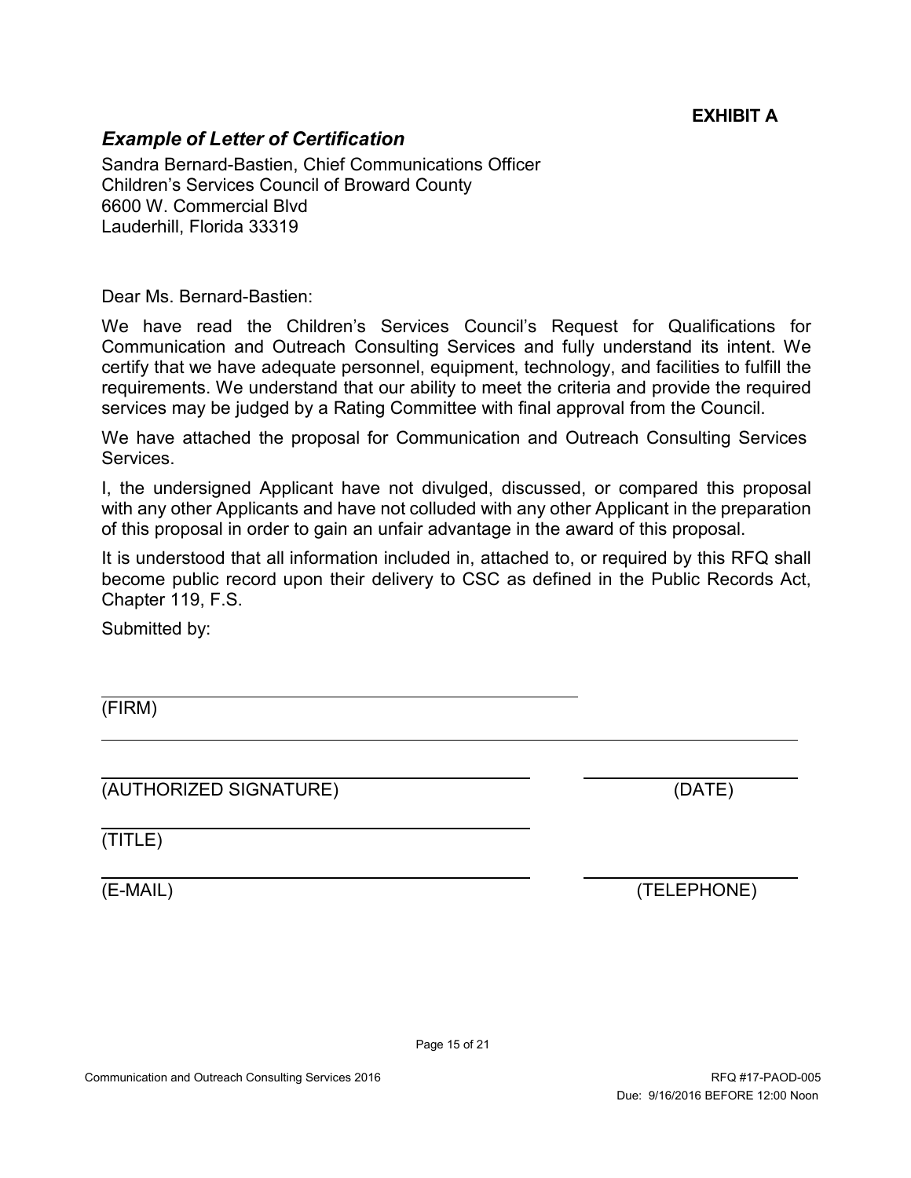**EXHIBIT A**

## *Example of Letter of Certification*

Sandra Bernard-Bastien, Chief Communications Officer
Children's Services Council of Broward County
6600 W. Commercial Blvd
Lauderhill, Florida 33319

Dear Ms. Bernard-Bastien:

We have read the Children's Services Council's Request for Qualifications for Communication and Outreach Consulting Services and fully understand its intent. We certify that we have adequate personnel, equipment, technology, and facilities to fulfill the requirements. We understand that our ability to meet the criteria and provide the required services may be judged by a Rating Committee with final approval from the Council.

We have attached the proposal for Communication and Outreach Consulting Services Services.

I, the undersigned Applicant have not divulged, discussed, or compared this proposal with any other Applicants and have not colluded with any other Applicant in the preparation of this proposal in order to gain an unfair advantage in the award of this proposal.

It is understood that all information included in, attached to, or required by this RFQ shall become public record upon their delivery to CSC as defined in the Public Records Act, Chapter 119, F.S.

Submitted by:

\_\_\_\_\_\_\_\_\_\_\_\_\_\_\_\_\_\_\_\_\_\_\_\_\_\_\_\_\_\_\_\_\_\_\_\_\_\_\_\_
(FIRM)

\_\_\_\_\_\_\_\_\_\_\_\_\_\_\_\_\_\_\_\_\_\_\_\_\_\_\_\_\_\_\_\_\_\_\_\_ \_\_\_\_\_\_\_\_\_\_\_\_\_\_\_\_\_\_
(AUTHORIZED SIGNATURE) (DATE)

\_\_\_\_\_\_\_\_\_\_\_\_\_\_\_\_\_\_\_\_\_\_\_\_\_\_\_\_\_\_\_\_\_\_\_\_
(TITLE)

\_\_\_\_\_\_\_\_\_\_\_\_\_\_\_\_\_\_\_\_\_\_\_\_\_\_\_\_\_\_\_\_\_\_\_\_ \_\_\_\_\_\_\_\_\_\_\_\_\_\_\_\_\_\_
(E-MAIL) (TELEPHONE)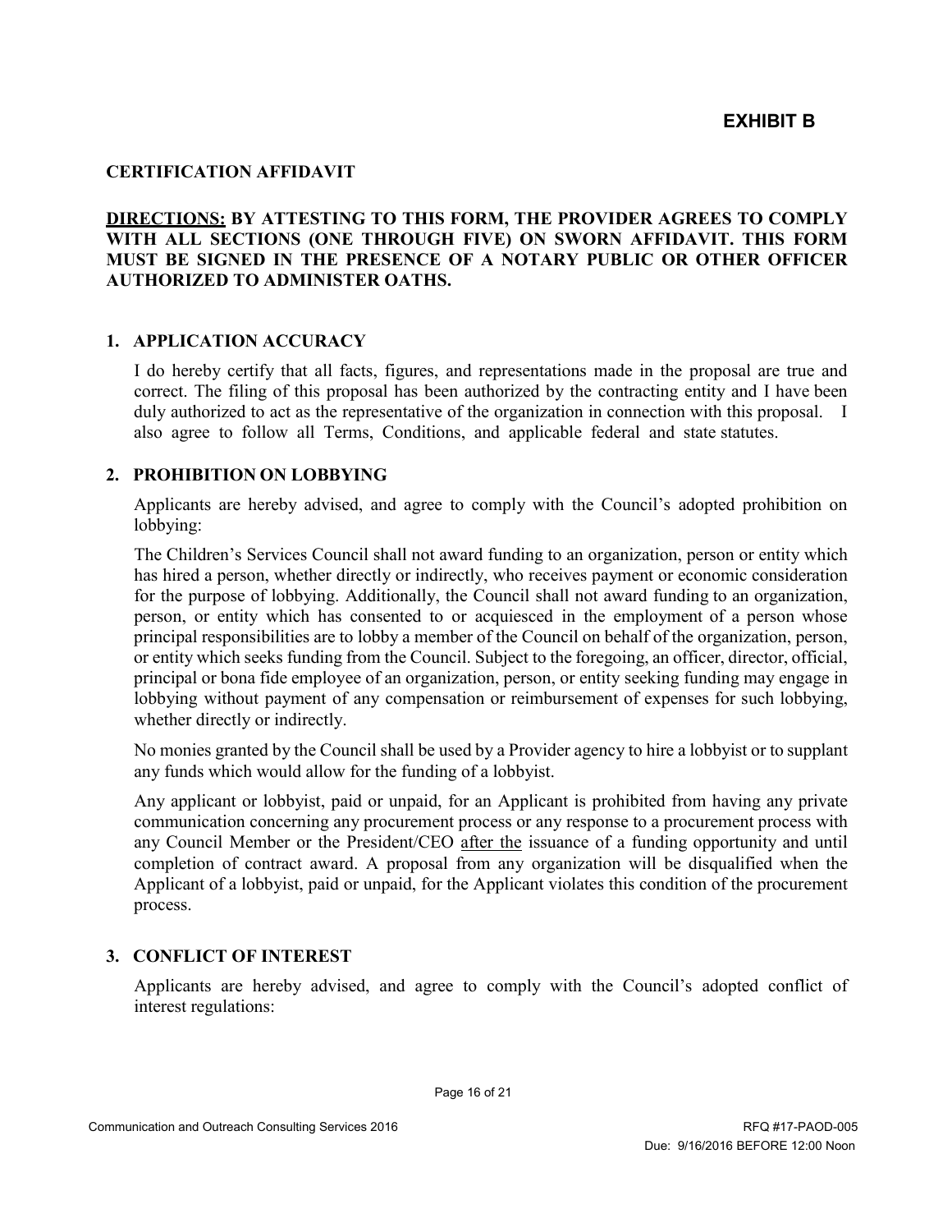**EXHIBIT B**

**CERTIFICATION AFFIDAVIT**

**<u>DIRECTIONS:</u> BY ATTESTING TO THIS FORM, THE PROVIDER AGREES TO COMPLY WITH ALL SECTIONS (ONE THROUGH FIVE) ON SWORN AFFIDAVIT. THIS FORM MUST BE SIGNED IN THE PRESENCE OF A NOTARY PUBLIC OR OTHER OFFICER AUTHORIZED TO ADMINISTER OATHS.**

**1. APPLICATION ACCURACY**

I do hereby certify that all facts, figures, and representations made in the proposal are true and correct. The filing of this proposal has been authorized by the contracting entity and I have been duly authorized to act as the representative of the organization in connection with this proposal. I also agree to follow all Terms, Conditions, and applicable federal and state statutes.

**2. PROHIBITION ON LOBBYING**

Applicants are hereby advised, and agree to comply with the Council's adopted prohibition on lobbying:

The Children's Services Council shall not award funding to an organization, person or entity which has hired a person, whether directly or indirectly, who receives payment or economic consideration for the purpose of lobbying. Additionally, the Council shall not award funding to an organization, person, or entity which has consented to or acquiesced in the employment of a person whose principal responsibilities are to lobby a member of the Council on behalf of the organization, person, or entity which seeks funding from the Council. Subject to the foregoing, an officer, director, official, principal or bona fide employee of an organization, person, or entity seeking funding may engage in lobbying without payment of any compensation or reimbursement of expenses for such lobbying, whether directly or indirectly.

No monies granted by the Council shall be used by a Provider agency to hire a lobbyist or to supplant any funds which would allow for the funding of a lobbyist.

Any applicant or lobbyist, paid or unpaid, for an Applicant is prohibited from having any private communication concerning any procurement process or any response to a procurement process with any Council Member or the President/CEO <u>after the</u> issuance of a funding opportunity and until completion of contract award. A proposal from any organization will be disqualified when the Applicant of a lobbyist, paid or unpaid, for the Applicant violates this condition of the procurement process.

**3. CONFLICT OF INTEREST**

Applicants are hereby advised, and agree to comply with the Council's adopted conflict of interest regulations: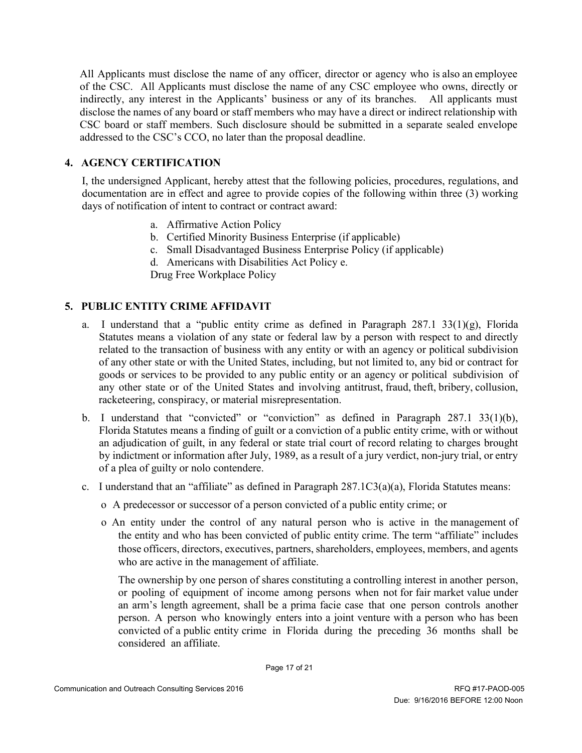All Applicants must disclose the name of any officer, director or agency who is also an employee of the CSC. All Applicants must disclose the name of any CSC employee who owns, directly or indirectly, any interest in the Applicants' business or any of its branches. All applicants must disclose the names of any board or staff members who may have a direct or indirect relationship with CSC board or staff members. Such disclosure should be submitted in a separate sealed envelope addressed to the CSC's CCO, no later than the proposal deadline.

## 4. AGENCY CERTIFICATION

I, the undersigned Applicant, hereby attest that the following policies, procedures, regulations, and documentation are in effect and agree to provide copies of the following within three (3) working days of notification of intent to contract or contract award:

a. Affirmative Action Policy
b. Certified Minority Business Enterprise (if applicable)
c. Small Disadvantaged Business Enterprise Policy (if applicable)
d. Americans with Disabilities Act Policy e.
Drug Free Workplace Policy

## 5. PUBLIC ENTITY CRIME AFFIDAVIT

a. I understand that a "public entity crime as defined in Paragraph 287.1 33(1)(g), Florida Statutes means a violation of any state or federal law by a person with respect to and directly related to the transaction of business with any entity or with an agency or political subdivision of any other state or with the United States, including, but not limited to, any bid or contract for goods or services to be provided to any public entity or an agency or political subdivision of any other state or of the United States and involving antitrust, fraud, theft, bribery, collusion, racketeering, conspiracy, or material misrepresentation.

b. I understand that "convicted" or "conviction" as defined in Paragraph 287.1 33(1)(b), Florida Statutes means a finding of guilt or a conviction of a public entity crime, with or without an adjudication of guilt, in any federal or state trial court of record relating to charges brought by indictment or information after July, 1989, as a result of a jury verdict, non-jury trial, or entry of a plea of guilty or nolo contendere.

c. I understand that an "affiliate" as defined in Paragraph 287.1C3(a)(a), Florida Statutes means:

- A predecessor or successor of a person convicted of a public entity crime; or
- An entity under the control of any natural person who is active in the management of the entity and who has been convicted of public entity crime. The term "affiliate" includes those officers, directors, executives, partners, shareholders, employees, members, and agents who are active in the management of affiliate.

  The ownership by one person of shares constituting a controlling interest in another person, or pooling of equipment of income among persons when not for fair market value under an arm's length agreement, shall be a prima facie case that one person controls another person. A person who knowingly enters into a joint venture with a person who has been convicted of a public entity crime in Florida during the preceding 36 months shall be considered an affiliate.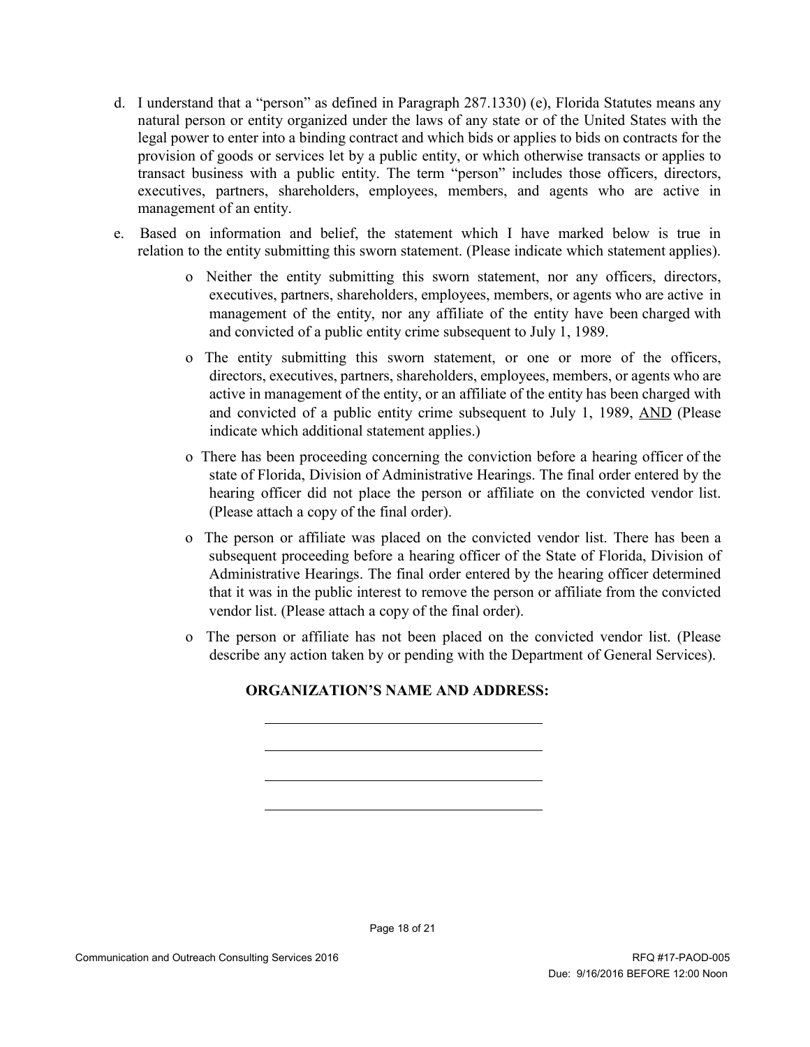d. I understand that a "person" as defined in Paragraph 287.1330) (e), Florida Statutes means any natural person or entity organized under the laws of any state or of the United States with the legal power to enter into a binding contract and which bids or applies to bids on contracts for the provision of goods or services let by a public entity, or which otherwise transacts or applies to transact business with a public entity. The term "person" includes those officers, directors, executives, partners, shareholders, employees, members, and agents who are active in management of an entity.

e. Based on information and belief, the statement which I have marked below is true in relation to the entity submitting this sworn statement. (Please indicate which statement applies).

   - Neither the entity submitting this sworn statement, nor any officers, directors, executives, partners, shareholders, employees, members, or agents who are active in management of the entity, nor any affiliate of the entity have been charged with and convicted of a public entity crime subsequent to July 1, 1989.
   - The entity submitting this sworn statement, or one or more of the officers, directors, executives, partners, shareholders, employees, members, or agents who are active in management of the entity, or an affiliate of the entity has been charged with and convicted of a public entity crime subsequent to July 1, 1989, <u>AND</u> (Please indicate which additional statement applies.)
   - There has been proceeding concerning the conviction before a hearing officer of the state of Florida, Division of Administrative Hearings. The final order entered by the hearing officer did not place the person or affiliate on the convicted vendor list. (Please attach a copy of the final order).
   - The person or affiliate was placed on the convicted vendor list. There has been a subsequent proceeding before a hearing officer of the State of Florida, Division of Administrative Hearings. The final order entered by the hearing officer determined that it was in the public interest to remove the person or affiliate from the convicted vendor list. (Please attach a copy of the final order).
   - The person or affiliate has not been placed on the convicted vendor list. (Please describe any action taken by or pending with the Department of General Services).

**ORGANIZATION'S NAME AND ADDRESS:**

\_\_\_\_\_\_\_\_\_\_\_\_\_\_\_\_\_\_\_\_\_\_\_\_\_\_\_\_\_\_\_\_\_\_\_\_\_\_\_\_

\_\_\_\_\_\_\_\_\_\_\_\_\_\_\_\_\_\_\_\_\_\_\_\_\_\_\_\_\_\_\_\_\_\_\_\_\_\_\_\_

\_\_\_\_\_\_\_\_\_\_\_\_\_\_\_\_\_\_\_\_\_\_\_\_\_\_\_\_\_\_\_\_\_\_\_\_\_\_\_\_

\_\_\_\_\_\_\_\_\_\_\_\_\_\_\_\_\_\_\_\_\_\_\_\_\_\_\_\_\_\_\_\_\_\_\_\_\_\_\_\_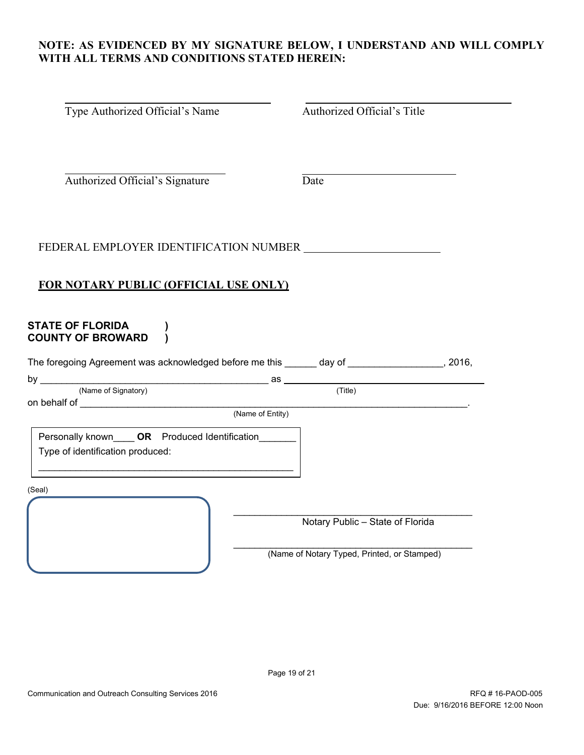**NOTE: AS EVIDENCED BY MY SIGNATURE BELOW, I UNDERSTAND AND WILL COMPLY WITH ALL TERMS AND CONDITIONS STATED HEREIN:**

______________________________ ______________________________
Type Authorized Official's Name Authorized Official's Title

______________________________ ______________________________
Authorized Official's Signature Date

FEDERAL EMPLOYER IDENTIFICATION NUMBER ______________________

## FOR NOTARY PUBLIC (OFFICIAL USE ONLY)

**STATE OF FLORIDA )**
**COUNTY OF BROWARD )**

The foregoing Agreement was acknowledged before me this ______ day of _________________, 2016,

by ___________________________________________ as ______________________________________
(Name of Signatory) (Title)

on behalf of ___________________________________________________________________________.
(Name of Entity)

Personally known____ **OR** Produced Identification_______
Type of identification produced:
______________________________________________

(Seal)

______________________________________________
Notary Public – State of Florida

______________________________________________
(Name of Notary Typed, Printed, or Stamped)

Communication and Outreach Consulting Services 2016

RFQ # 16-PAOD-005
Due: 9/16/2016 BEFORE 12:00 Noon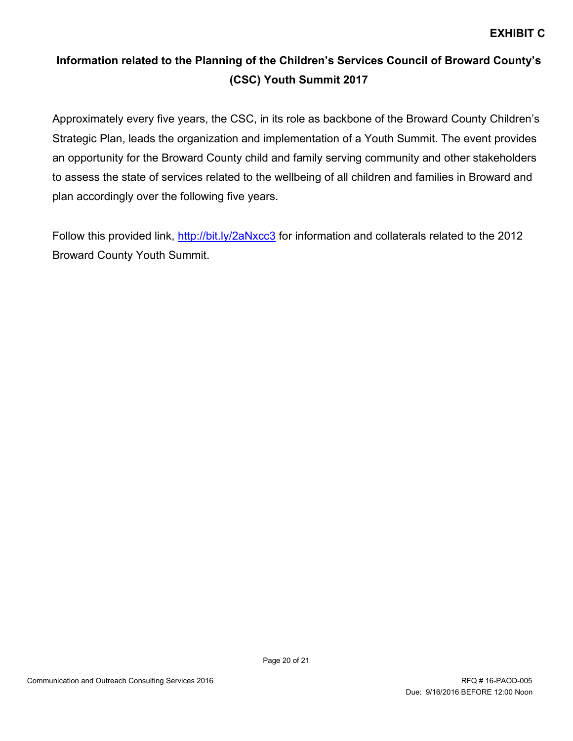**EXHIBIT C**

## Information related to the Planning of the Children's Services Council of Broward County's (CSC) Youth Summit 2017

Approximately every five years, the CSC, in its role as backbone of the Broward County Children's Strategic Plan, leads the organization and implementation of a Youth Summit. The event provides an opportunity for the Broward County child and family serving community and other stakeholders to assess the state of services related to the wellbeing of all children and families in Broward and plan accordingly over the following five years.

Follow this provided link, http://bit.ly/2aNxcc3 for information and collaterals related to the 2012 Broward County Youth Summit.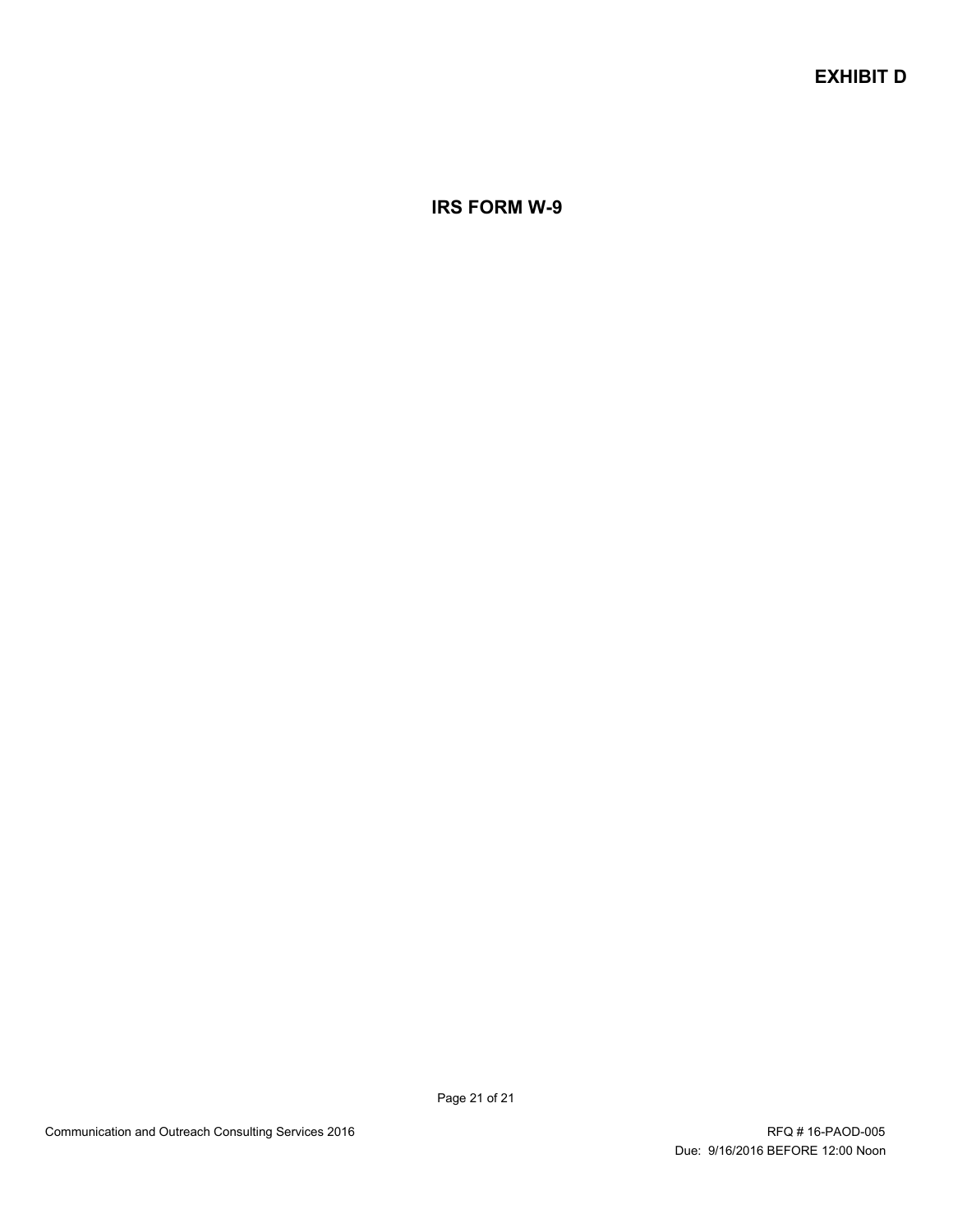**EXHIBIT D**

# IRS FORM W-9